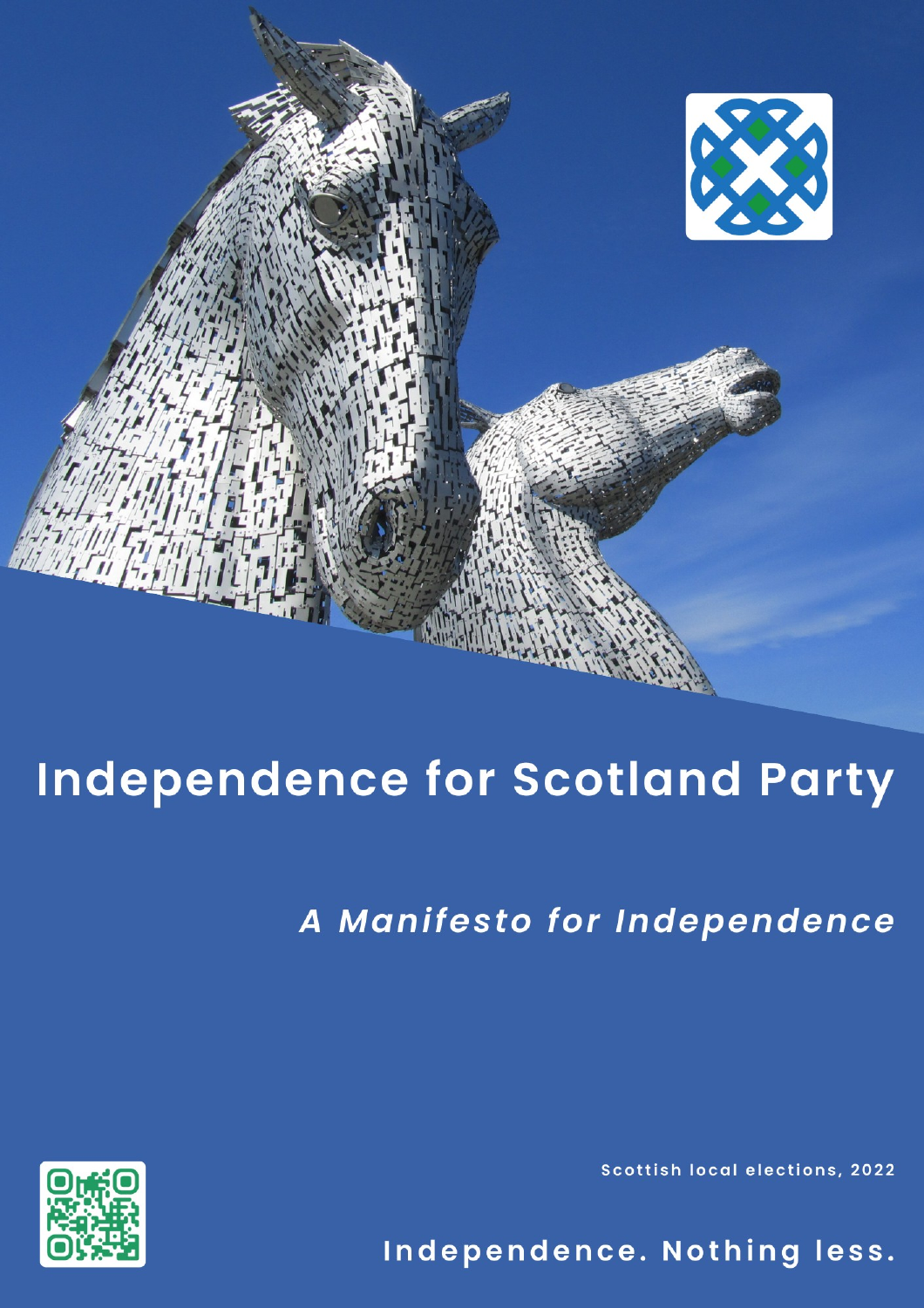# Independence for Scotland Party

*A Manifesto for Independence*

Scottish local elections, 2022

Independence. Nothing less.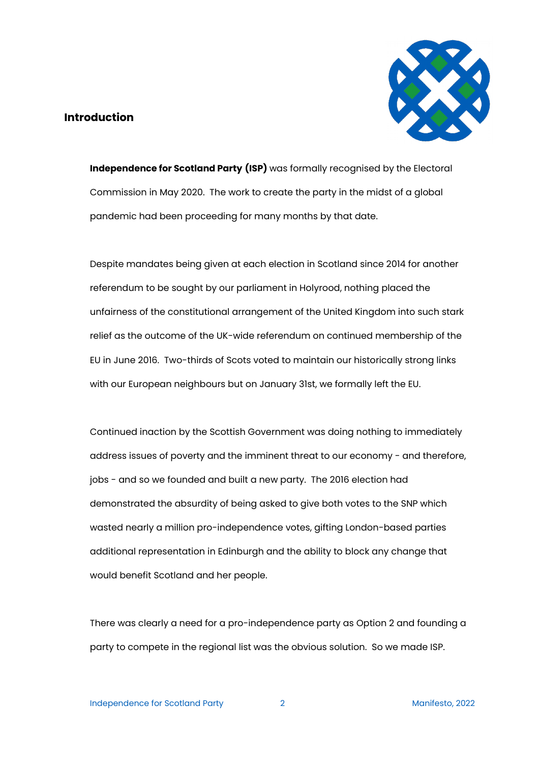## Introduction

**Independence for Scotland Party (ISP)** was formally recognised by the Electoral Commission in May 2020. The work to create the party in the midst of a global pandemic had been proceeding for many months by that date.

Despite mandates being given at each election in Scotland since 2014 for another referendum to be sought by our parliament in Holyrood, nothing placed the unfairness of the constitutional arrangement of the United Kingdom into such stark relief as the outcome of the UK-wide referendum on continued membership of the EU in June 2016. Two-thirds of Scots voted to maintain our historically strong links with our European neighbours but on January 31st, we formally left the EU.

Continued inaction by the Scottish Government was doing nothing to immediately address issues of poverty and the imminent threat to our economy - and therefore, jobs - and so we founded and built a new party. The 2016 election had demonstrated the absurdity of being asked to give both votes to the SNP which wasted nearly a million pro-independence votes, gifting London-based parties additional representation in Edinburgh and the ability to block any change that would benefit Scotland and her people.

There was clearly a need for a pro-independence party as Option 2 and founding a party to compete in the regional list was the obvious solution. So we made ISP.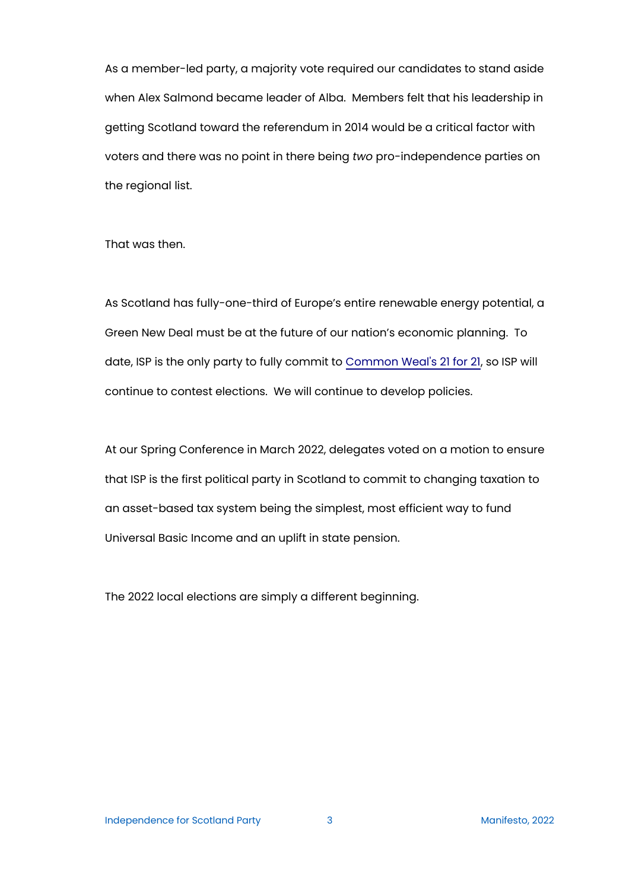As a member-led party, a majority vote required our candidates to stand aside when Alex Salmond became leader of Alba. Members felt that his leadership in getting Scotland toward the referendum in 2014 would be a critical factor with voters and there was no point in there being *two* pro-independence parties on the regional list.

That was then.

As Scotland has fully-one-third of Europe's entire renewable energy potential, a Green New Deal must be at the future of our nation's economic planning. To date, ISP is the only party to fully commit to Common Weal's 21 for 21, so ISP will continue to contest elections. We will continue to develop policies.

At our Spring Conference in March 2022, delegates voted on a motion to ensure that ISP is the first political party in Scotland to commit to changing taxation to an asset-based tax system being the simplest, most efficient way to fund Universal Basic Income and an uplift in state pension.

The 2022 local elections are simply a different beginning.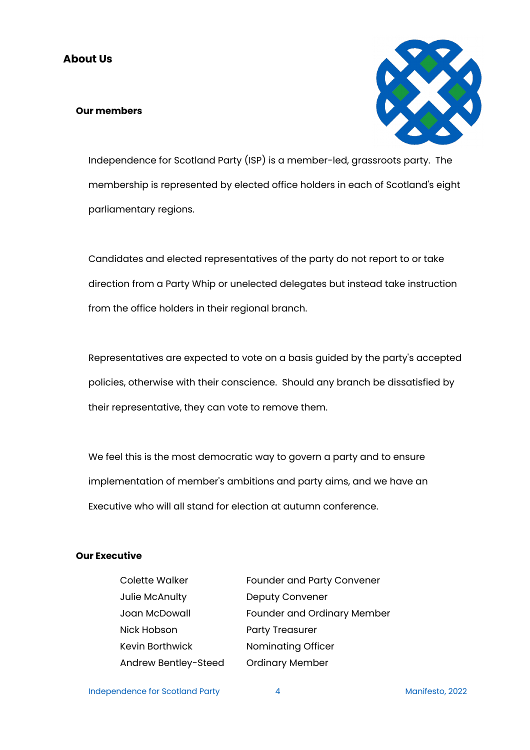## About Us

### Our members

Independence for Scotland Party (ISP) is a member-led, grassroots party. The membership is represented by elected office holders in each of Scotland's eight parliamentary regions.

Candidates and elected representatives of the party do not report to or take direction from a Party Whip or unelected delegates but instead take instruction from the office holders in their regional branch.

Representatives are expected to vote on a basis guided by the party's accepted policies, otherwise with their conscience. Should any branch be dissatisfied by their representative, they can vote to remove them.

We feel this is the most democratic way to govern a party and to ensure implementation of member's ambitions and party aims, and we have an Executive who will all stand for election at autumn conference.

### Our Executive

| | |
|---|---|
| Colette Walker | Founder and Party Convener |
| Julie McAnulty | Deputy Convener |
| Joan McDowall | Founder and Ordinary Member |
| Nick Hobson | Party Treasurer |
| Kevin Borthwick | Nominating Officer |
| Andrew Bentley-Steed | Ordinary Member |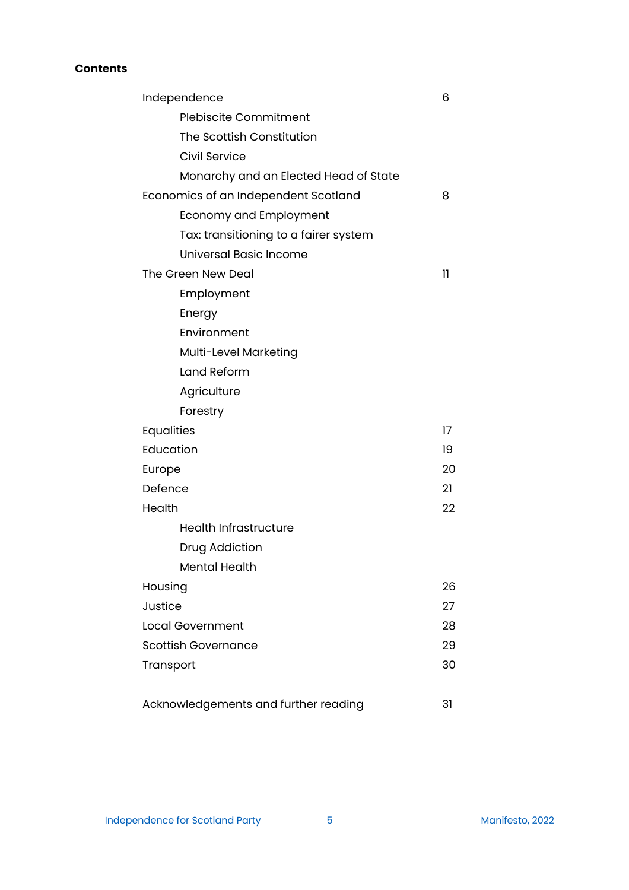**Contents**

| | |
|---|---|
| Independence | 6 |
| &nbsp;&nbsp;&nbsp;&nbsp;Plebiscite Commitment | |
| &nbsp;&nbsp;&nbsp;&nbsp;The Scottish Constitution | |
| &nbsp;&nbsp;&nbsp;&nbsp;Civil Service | |
| &nbsp;&nbsp;&nbsp;&nbsp;Monarchy and an Elected Head of State | |
| Economics of an Independent Scotland | 8 |
| &nbsp;&nbsp;&nbsp;&nbsp;Economy and Employment | |
| &nbsp;&nbsp;&nbsp;&nbsp;Tax: transitioning to a fairer system | |
| &nbsp;&nbsp;&nbsp;&nbsp;Universal Basic Income | |
| The Green New Deal | 11 |
| &nbsp;&nbsp;&nbsp;&nbsp;Employment | |
| &nbsp;&nbsp;&nbsp;&nbsp;Energy | |
| &nbsp;&nbsp;&nbsp;&nbsp;Environment | |
| &nbsp;&nbsp;&nbsp;&nbsp;Multi-Level Marketing | |
| &nbsp;&nbsp;&nbsp;&nbsp;Land Reform | |
| &nbsp;&nbsp;&nbsp;&nbsp;Agriculture | |
| &nbsp;&nbsp;&nbsp;&nbsp;Forestry | |
| Equalities | 17 |
| Education | 19 |
| Europe | 20 |
| Defence | 21 |
| Health | 22 |
| &nbsp;&nbsp;&nbsp;&nbsp;Health Infrastructure | |
| &nbsp;&nbsp;&nbsp;&nbsp;Drug Addiction | |
| &nbsp;&nbsp;&nbsp;&nbsp;Mental Health | |
| Housing | 26 |
| Justice | 27 |
| Local Government | 28 |
| Scottish Governance | 29 |
| Transport | 30 |
| | |
| Acknowledgements and further reading | 31 |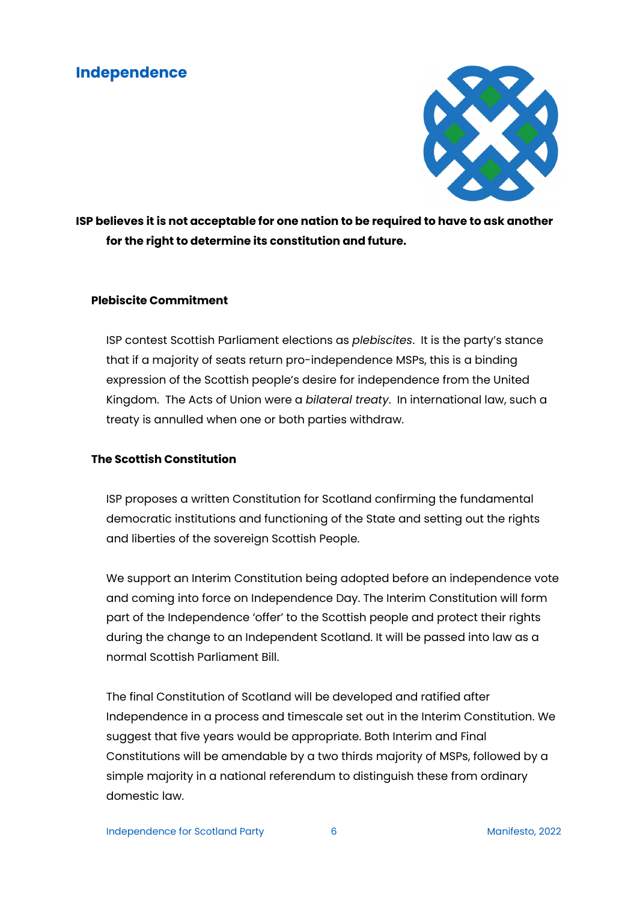# Independence

**ISP believes it is not acceptable for one nation to be required to have to ask another for the right to determine its constitution and future.**

### Plebiscite Commitment

ISP contest Scottish Parliament elections as *plebiscites*. It is the party's stance that if a majority of seats return pro-independence MSPs, this is a binding expression of the Scottish people's desire for independence from the United Kingdom. The Acts of Union were a *bilateral treaty*. In international law, such a treaty is annulled when one or both parties withdraw.

### The Scottish Constitution

ISP proposes a written Constitution for Scotland confirming the fundamental democratic institutions and functioning of the State and setting out the rights and liberties of the sovereign Scottish People.

We support an Interim Constitution being adopted before an independence vote and coming into force on Independence Day. The Interim Constitution will form part of the Independence 'offer' to the Scottish people and protect their rights during the change to an Independent Scotland. It will be passed into law as a normal Scottish Parliament Bill.

The final Constitution of Scotland will be developed and ratified after Independence in a process and timescale set out in the Interim Constitution. We suggest that five years would be appropriate. Both Interim and Final Constitutions will be amendable by a two thirds majority of MSPs, followed by a simple majority in a national referendum to distinguish these from ordinary domestic law.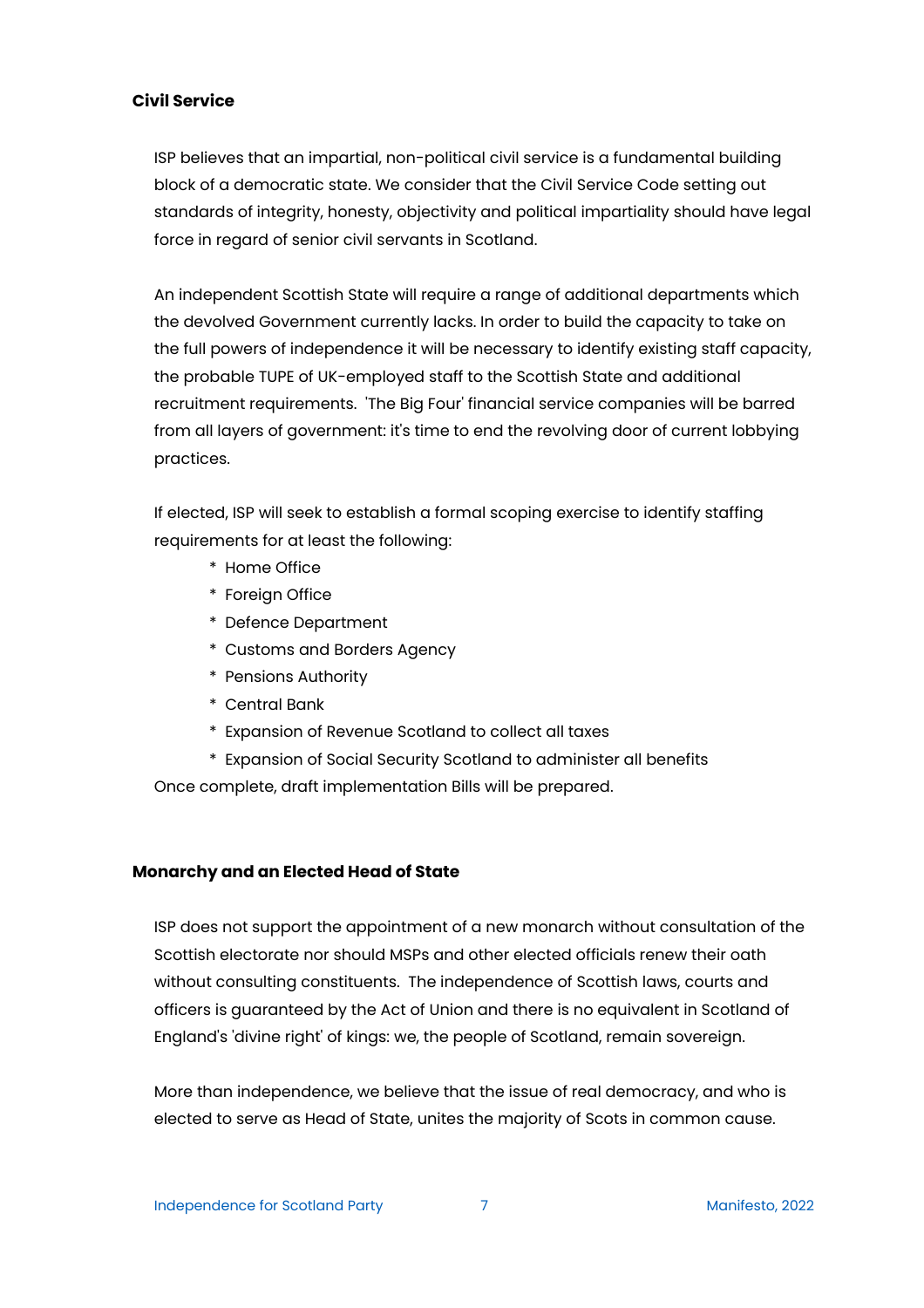**Civil Service**

ISP believes that an impartial, non-political civil service is a fundamental building block of a democratic state. We consider that the Civil Service Code setting out standards of integrity, honesty, objectivity and political impartiality should have legal force in regard of senior civil servants in Scotland.

An independent Scottish State will require a range of additional departments which the devolved Government currently lacks. In order to build the capacity to take on the full powers of independence it will be necessary to identify existing staff capacity, the probable TUPE of UK-employed staff to the Scottish State and additional recruitment requirements. 'The Big Four' financial service companies will be barred from all layers of government: it's time to end the revolving door of current lobbying practices.

If elected, ISP will seek to establish a formal scoping exercise to identify staffing requirements for at least the following:

* Home Office
* Foreign Office
* Defence Department
* Customs and Borders Agency
* Pensions Authority
* Central Bank
* Expansion of Revenue Scotland to collect all taxes
* Expansion of Social Security Scotland to administer all benefits

Once complete, draft implementation Bills will be prepared.

**Monarchy and an Elected Head of State**

ISP does not support the appointment of a new monarch without consultation of the Scottish electorate nor should MSPs and other elected officials renew their oath without consulting constituents. The independence of Scottish laws, courts and officers is guaranteed by the Act of Union and there is no equivalent in Scotland of England's 'divine right' of kings: we, the people of Scotland, remain sovereign.

More than independence, we believe that the issue of real democracy, and who is elected to serve as Head of State, unites the majority of Scots in common cause.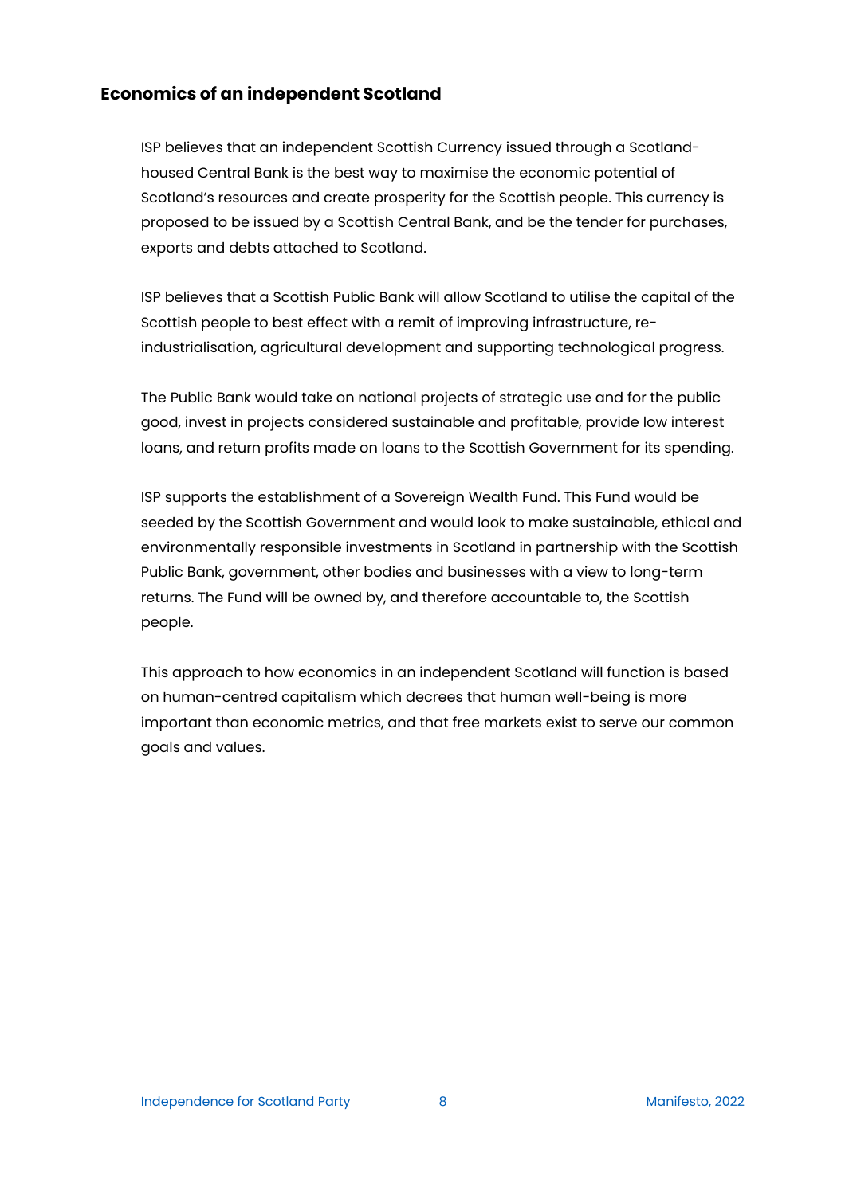## Economics of an independent Scotland

ISP believes that an independent Scottish Currency issued through a Scotland-housed Central Bank is the best way to maximise the economic potential of Scotland's resources and create prosperity for the Scottish people. This currency is proposed to be issued by a Scottish Central Bank, and be the tender for purchases, exports and debts attached to Scotland.

ISP believes that a Scottish Public Bank will allow Scotland to utilise the capital of the Scottish people to best effect with a remit of improving infrastructure, re-industrialisation, agricultural development and supporting technological progress.

The Public Bank would take on national projects of strategic use and for the public good, invest in projects considered sustainable and profitable, provide low interest loans, and return profits made on loans to the Scottish Government for its spending.

ISP supports the establishment of a Sovereign Wealth Fund. This Fund would be seeded by the Scottish Government and would look to make sustainable, ethical and environmentally responsible investments in Scotland in partnership with the Scottish Public Bank, government, other bodies and businesses with a view to long-term returns. The Fund will be owned by, and therefore accountable to, the Scottish people.

This approach to how economics in an independent Scotland will function is based on human-centred capitalism which decrees that human well-being is more important than economic metrics, and that free markets exist to serve our common goals and values.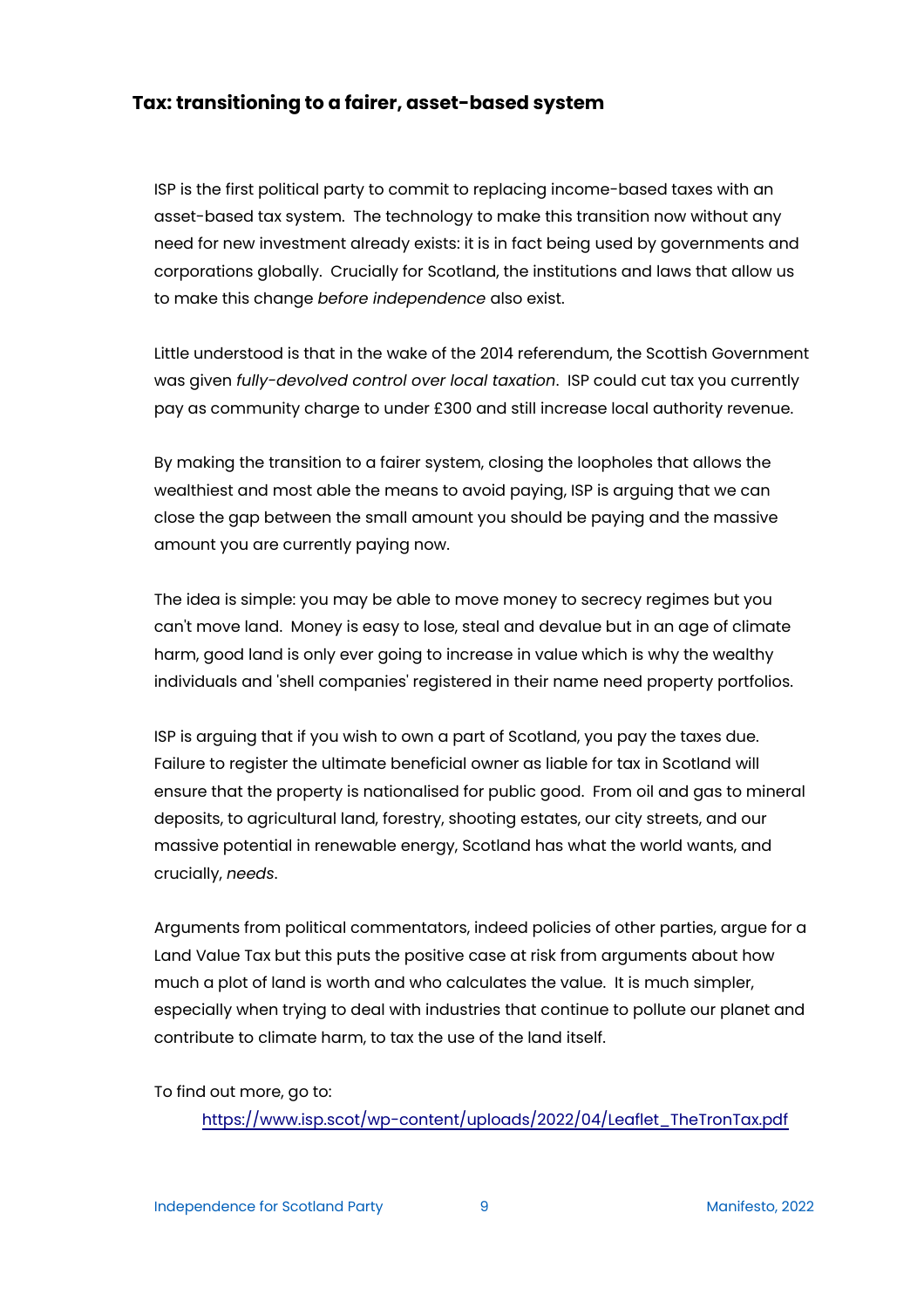## Tax: transitioning to a fairer, asset-based system

ISP is the first political party to commit to replacing income-based taxes with an asset-based tax system. The technology to make this transition now without any need for new investment already exists: it is in fact being used by governments and corporations globally. Crucially for Scotland, the institutions and laws that allow us to make this change *before independence* also exist.

Little understood is that in the wake of the 2014 referendum, the Scottish Government was given *fully-devolved control over local taxation*. ISP could cut tax you currently pay as community charge to under £300 and still increase local authority revenue.

By making the transition to a fairer system, closing the loopholes that allows the wealthiest and most able the means to avoid paying, ISP is arguing that we can close the gap between the small amount you should be paying and the massive amount you are currently paying now.

The idea is simple: you may be able to move money to secrecy regimes but you can't move land. Money is easy to lose, steal and devalue but in an age of climate harm, good land is only ever going to increase in value which is why the wealthy individuals and 'shell companies' registered in their name need property portfolios.

ISP is arguing that if you wish to own a part of Scotland, you pay the taxes due. Failure to register the ultimate beneficial owner as liable for tax in Scotland will ensure that the property is nationalised for public good. From oil and gas to mineral deposits, to agricultural land, forestry, shooting estates, our city streets, and our massive potential in renewable energy, Scotland has what the world wants, and crucially, *needs*.

Arguments from political commentators, indeed policies of other parties, argue for a Land Value Tax but this puts the positive case at risk from arguments about how much a plot of land is worth and who calculates the value. It is much simpler, especially when trying to deal with industries that continue to pollute our planet and contribute to climate harm, to tax the use of the land itself.

To find out more, go to:

https://www.isp.scot/wp-content/uploads/2022/04/Leaflet_TheTronTax.pdf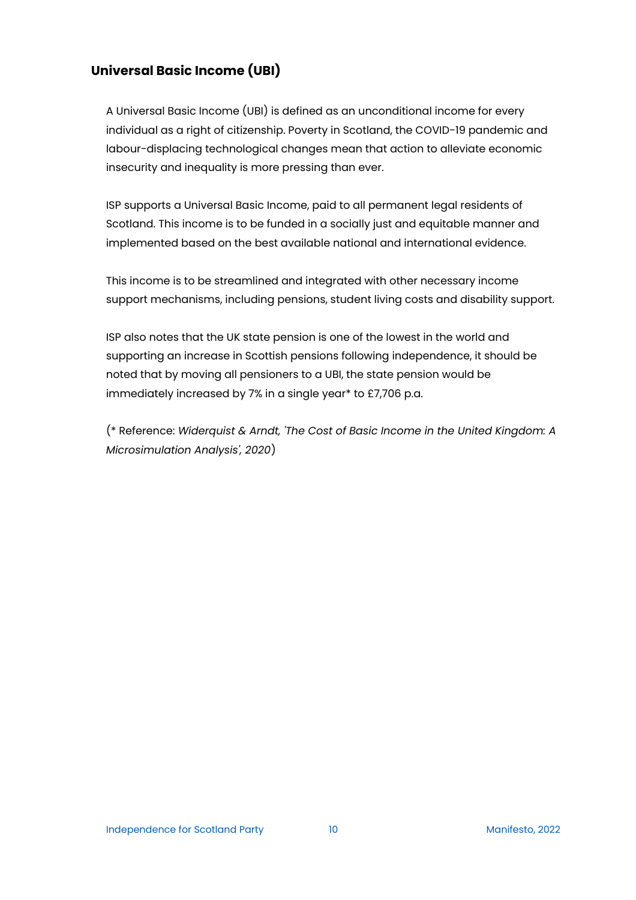## Universal Basic Income (UBI)

A Universal Basic Income (UBI) is defined as an unconditional income for every individual as a right of citizenship. Poverty in Scotland, the COVID-19 pandemic and labour-displacing technological changes mean that action to alleviate economic insecurity and inequality is more pressing than ever.

ISP supports a Universal Basic Income, paid to all permanent legal residents of Scotland. This income is to be funded in a socially just and equitable manner and implemented based on the best available national and international evidence.

This income is to be streamlined and integrated with other necessary income support mechanisms, including pensions, student living costs and disability support.

ISP also notes that the UK state pension is one of the lowest in the world and supporting an increase in Scottish pensions following independence, it should be noted that by moving all pensioners to a UBI, the state pension would be immediately increased by 7% in a single year* to £7,706 p.a.

(* Reference: *Widerquist & Arndt, 'The Cost of Basic Income in the United Kingdom: A Microsimulation Analysis', 2020*)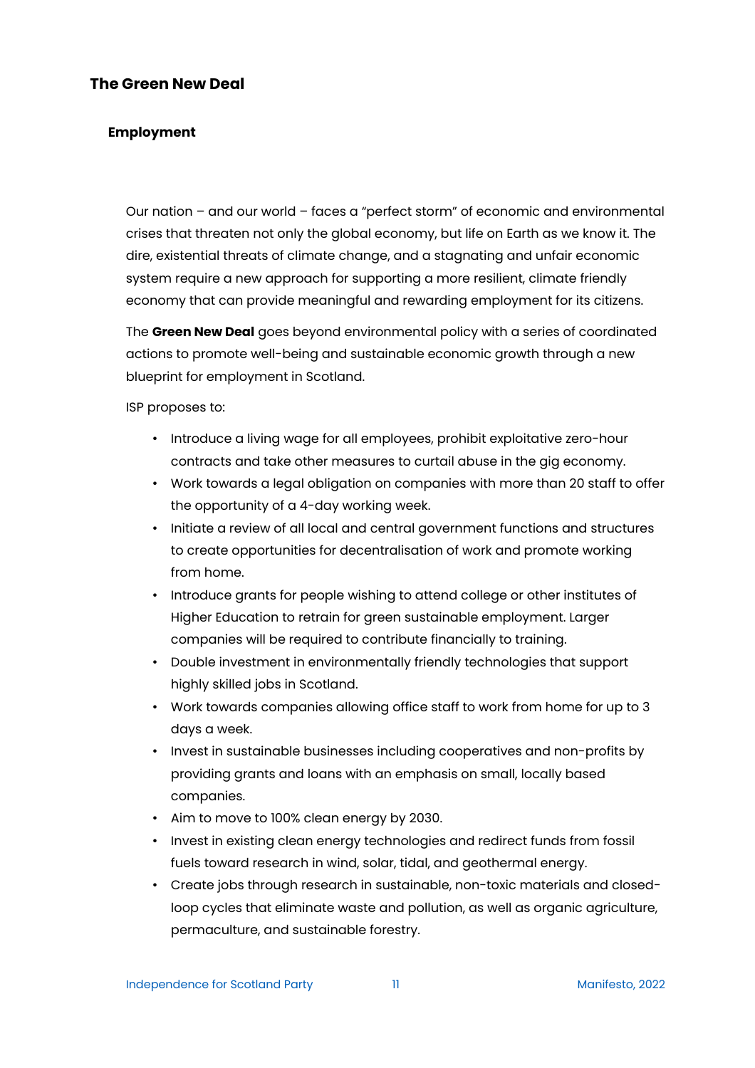## The Green New Deal

### Employment

Our nation – and our world – faces a "perfect storm" of economic and environmental crises that threaten not only the global economy, but life on Earth as we know it. The dire, existential threats of climate change, and a stagnating and unfair economic system require a new approach for supporting a more resilient, climate friendly economy that can provide meaningful and rewarding employment for its citizens.

The **Green New Deal** goes beyond environmental policy with a series of coordinated actions to promote well-being and sustainable economic growth through a new blueprint for employment in Scotland.

ISP proposes to:

- Introduce a living wage for all employees, prohibit exploitative zero-hour contracts and take other measures to curtail abuse in the gig economy.
- Work towards a legal obligation on companies with more than 20 staff to offer the opportunity of a 4-day working week.
- Initiate a review of all local and central government functions and structures to create opportunities for decentralisation of work and promote working from home.
- Introduce grants for people wishing to attend college or other institutes of Higher Education to retrain for green sustainable employment. Larger companies will be required to contribute financially to training.
- Double investment in environmentally friendly technologies that support highly skilled jobs in Scotland.
- Work towards companies allowing office staff to work from home for up to 3 days a week.
- Invest in sustainable businesses including cooperatives and non-profits by providing grants and loans with an emphasis on small, locally based companies.
- Aim to move to 100% clean energy by 2030.
- Invest in existing clean energy technologies and redirect funds from fossil fuels toward research in wind, solar, tidal, and geothermal energy.
- Create jobs through research in sustainable, non-toxic materials and closed-loop cycles that eliminate waste and pollution, as well as organic agriculture, permaculture, and sustainable forestry.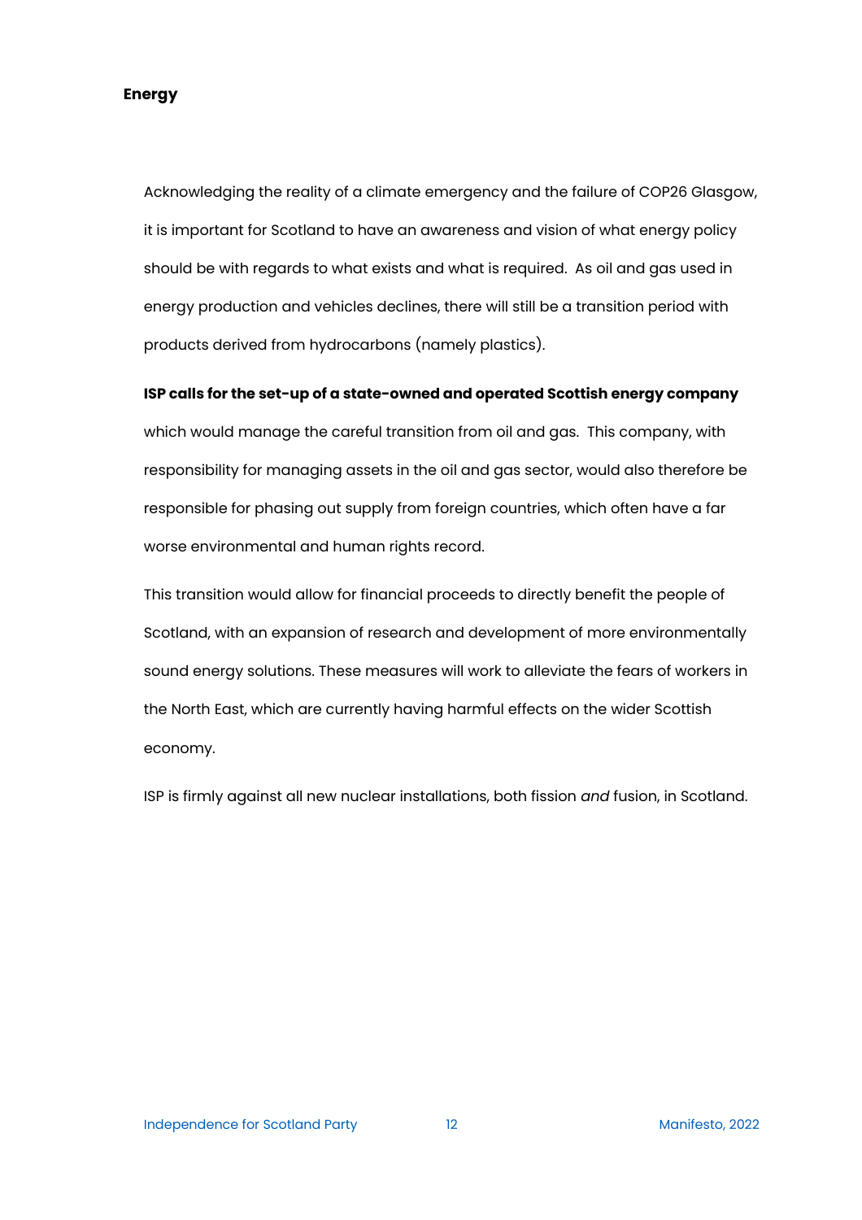## Energy

Acknowledging the reality of a climate emergency and the failure of COP26 Glasgow, it is important for Scotland to have an awareness and vision of what energy policy should be with regards to what exists and what is required. As oil and gas used in energy production and vehicles declines, there will still be a transition period with products derived from hydrocarbons (namely plastics).

**ISP calls for the set-up of a state-owned and operated Scottish energy company** which would manage the careful transition from oil and gas. This company, with responsibility for managing assets in the oil and gas sector, would also therefore be responsible for phasing out supply from foreign countries, which often have a far worse environmental and human rights record.

This transition would allow for financial proceeds to directly benefit the people of Scotland, with an expansion of research and development of more environmentally sound energy solutions. These measures will work to alleviate the fears of workers in the North East, which are currently having harmful effects on the wider Scottish economy.

ISP is firmly against all new nuclear installations, both fission *and* fusion, in Scotland.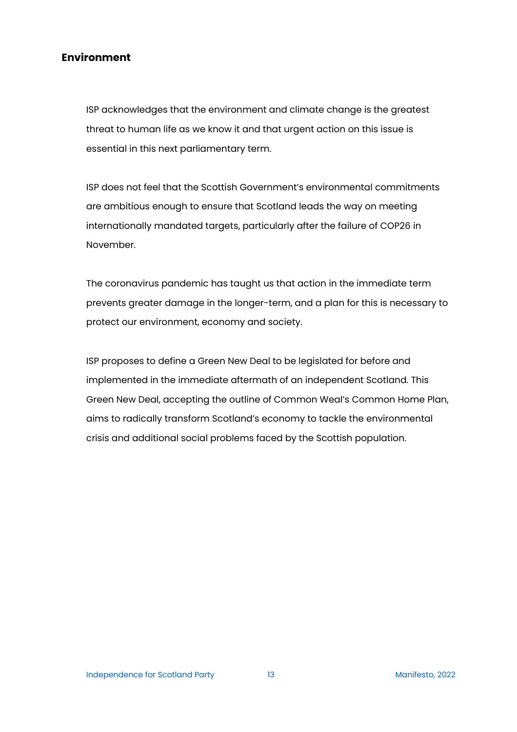## Environment

ISP acknowledges that the environment and climate change is the greatest threat to human life as we know it and that urgent action on this issue is essential in this next parliamentary term.

ISP does not feel that the Scottish Government's environmental commitments are ambitious enough to ensure that Scotland leads the way on meeting internationally mandated targets, particularly after the failure of COP26 in November.

The coronavirus pandemic has taught us that action in the immediate term prevents greater damage in the longer-term, and a plan for this is necessary to protect our environment, economy and society.

ISP proposes to define a Green New Deal to be legislated for before and implemented in the immediate aftermath of an independent Scotland. This Green New Deal, accepting the outline of Common Weal's Common Home Plan, aims to radically transform Scotland's economy to tackle the environmental crisis and additional social problems faced by the Scottish population.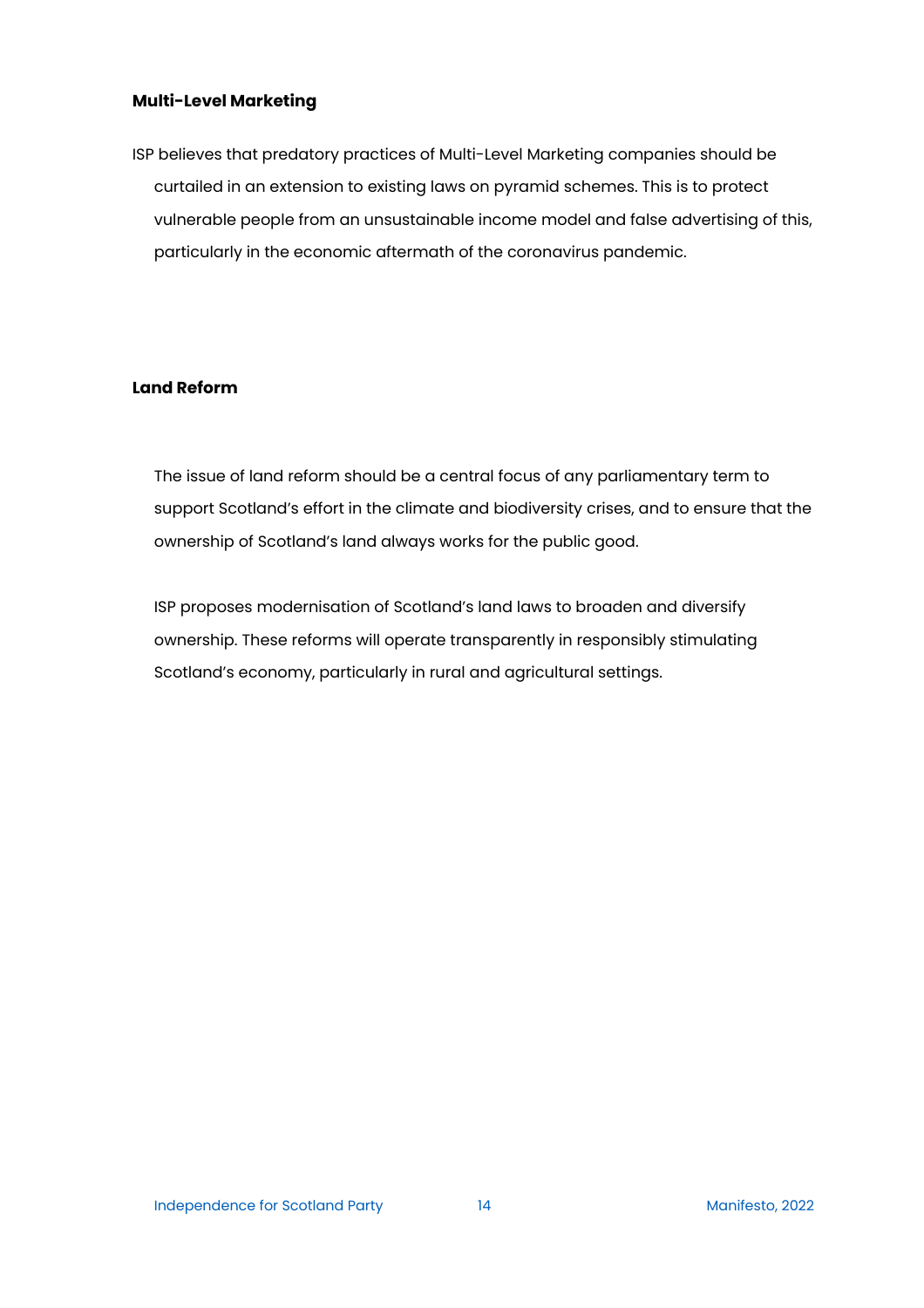### Multi-Level Marketing

ISP believes that predatory practices of Multi-Level Marketing companies should be curtailed in an extension to existing laws on pyramid schemes. This is to protect vulnerable people from an unsustainable income model and false advertising of this, particularly in the economic aftermath of the coronavirus pandemic.

### Land Reform

The issue of land reform should be a central focus of any parliamentary term to support Scotland's effort in the climate and biodiversity crises, and to ensure that the ownership of Scotland's land always works for the public good.

ISP proposes modernisation of Scotland's land laws to broaden and diversify ownership. These reforms will operate transparently in responsibly stimulating Scotland's economy, particularly in rural and agricultural settings.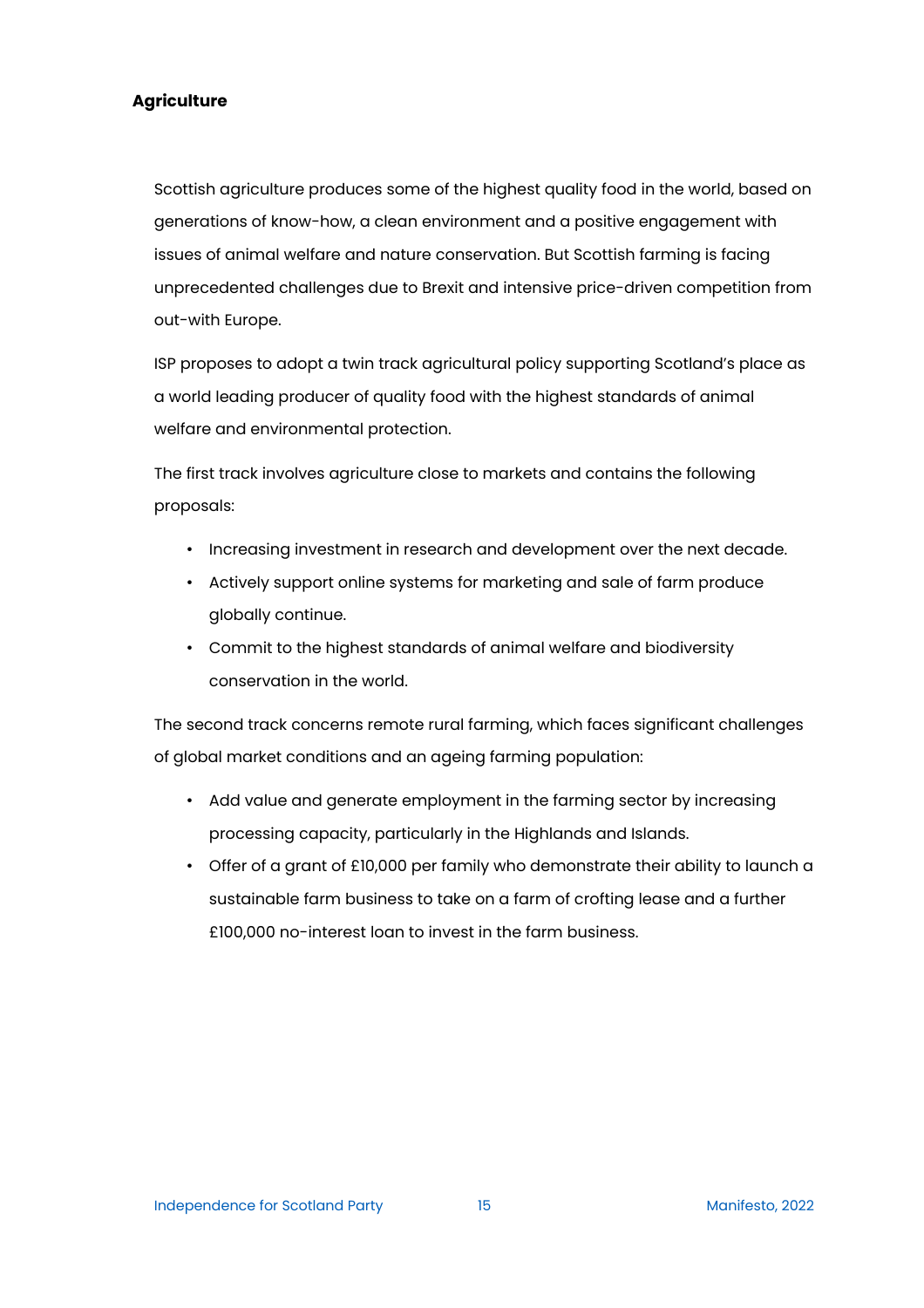## Agriculture

Scottish agriculture produces some of the highest quality food in the world, based on generations of know-how, a clean environment and a positive engagement with issues of animal welfare and nature conservation. But Scottish farming is facing unprecedented challenges due to Brexit and intensive price-driven competition from out-with Europe.

ISP proposes to adopt a twin track agricultural policy supporting Scotland's place as a world leading producer of quality food with the highest standards of animal welfare and environmental protection.

The first track involves agriculture close to markets and contains the following proposals:

- Increasing investment in research and development over the next decade.
- Actively support online systems for marketing and sale of farm produce globally continue.
- Commit to the highest standards of animal welfare and biodiversity conservation in the world.

The second track concerns remote rural farming, which faces significant challenges of global market conditions and an ageing farming population:

- Add value and generate employment in the farming sector by increasing processing capacity, particularly in the Highlands and Islands.
- Offer of a grant of £10,000 per family who demonstrate their ability to launch a sustainable farm business to take on a farm of crofting lease and a further £100,000 no-interest loan to invest in the farm business.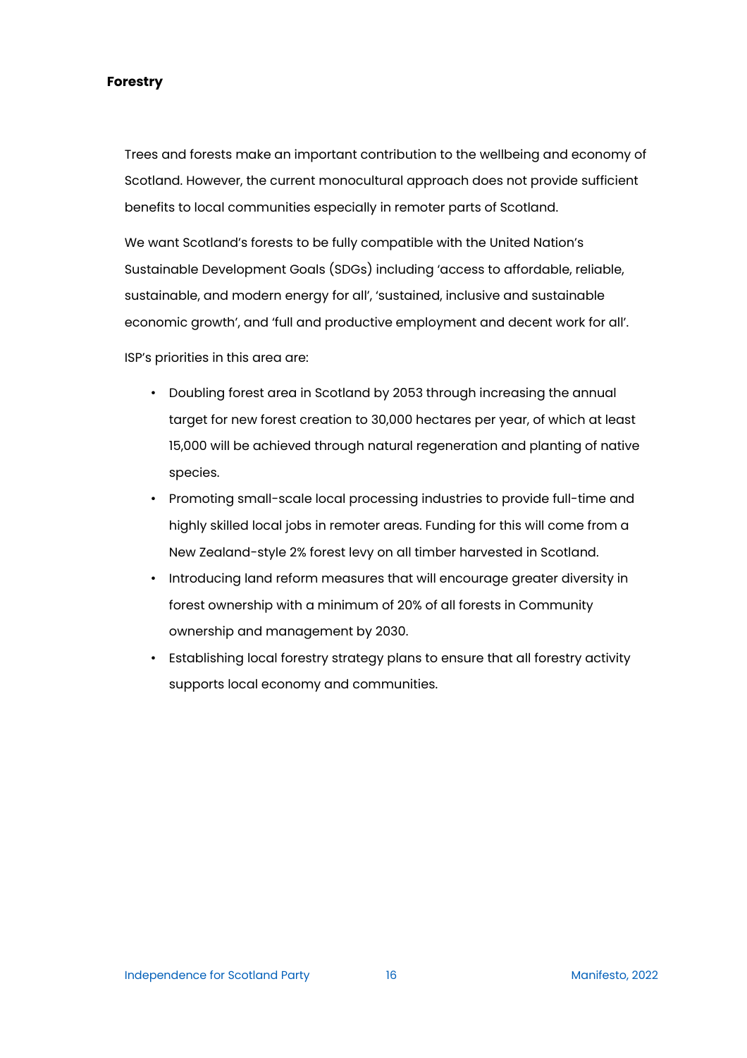## Forestry

Trees and forests make an important contribution to the wellbeing and economy of Scotland. However, the current monocultural approach does not provide sufficient benefits to local communities especially in remoter parts of Scotland.

We want Scotland's forests to be fully compatible with the United Nation's Sustainable Development Goals (SDGs) including 'access to affordable, reliable, sustainable, and modern energy for all', 'sustained, inclusive and sustainable economic growth', and 'full and productive employment and decent work for all'.

ISP's priorities in this area are:

- Doubling forest area in Scotland by 2053 through increasing the annual target for new forest creation to 30,000 hectares per year, of which at least 15,000 will be achieved through natural regeneration and planting of native species.
- Promoting small-scale local processing industries to provide full-time and highly skilled local jobs in remoter areas. Funding for this will come from a New Zealand-style 2% forest levy on all timber harvested in Scotland.
- Introducing land reform measures that will encourage greater diversity in forest ownership with a minimum of 20% of all forests in Community ownership and management by 2030.
- Establishing local forestry strategy plans to ensure that all forestry activity supports local economy and communities.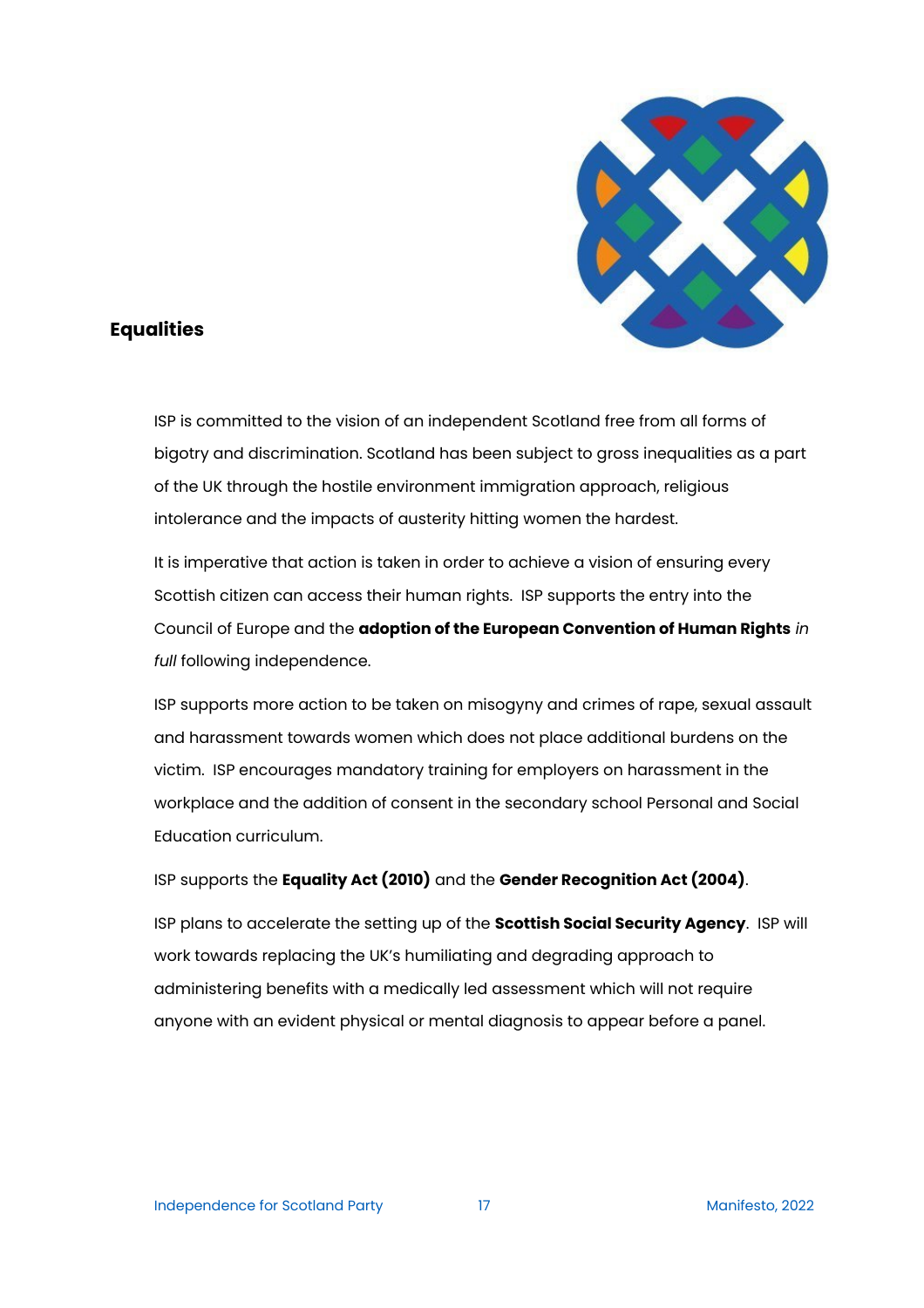## Equalities

ISP is committed to the vision of an independent Scotland free from all forms of bigotry and discrimination. Scotland has been subject to gross inequalities as a part of the UK through the hostile environment immigration approach, religious intolerance and the impacts of austerity hitting women the hardest.

It is imperative that action is taken in order to achieve a vision of ensuring every Scottish citizen can access their human rights. ISP supports the entry into the Council of Europe and the **adoption of the European Convention of Human Rights** *in full* following independence.

ISP supports more action to be taken on misogyny and crimes of rape, sexual assault and harassment towards women which does not place additional burdens on the victim. ISP encourages mandatory training for employers on harassment in the workplace and the addition of consent in the secondary school Personal and Social Education curriculum.

ISP supports the **Equality Act (2010)** and the **Gender Recognition Act (2004)**.

ISP plans to accelerate the setting up of the **Scottish Social Security Agency**. ISP will work towards replacing the UK's humiliating and degrading approach to administering benefits with a medically led assessment which will not require anyone with an evident physical or mental diagnosis to appear before a panel.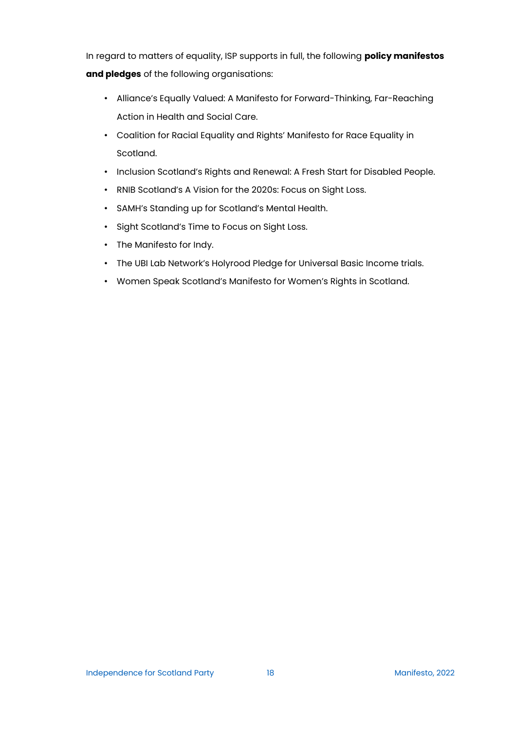In regard to matters of equality, ISP supports in full, the following **policy manifestos and pledges** of the following organisations:

- Alliance's Equally Valued: A Manifesto for Forward-Thinking, Far-Reaching Action in Health and Social Care.
- Coalition for Racial Equality and Rights' Manifesto for Race Equality in Scotland.
- Inclusion Scotland's Rights and Renewal: A Fresh Start for Disabled People.
- RNIB Scotland's A Vision for the 2020s: Focus on Sight Loss.
- SAMH's Standing up for Scotland's Mental Health.
- Sight Scotland's Time to Focus on Sight Loss.
- The Manifesto for Indy.
- The UBI Lab Network's Holyrood Pledge for Universal Basic Income trials.
- Women Speak Scotland's Manifesto for Women's Rights in Scotland.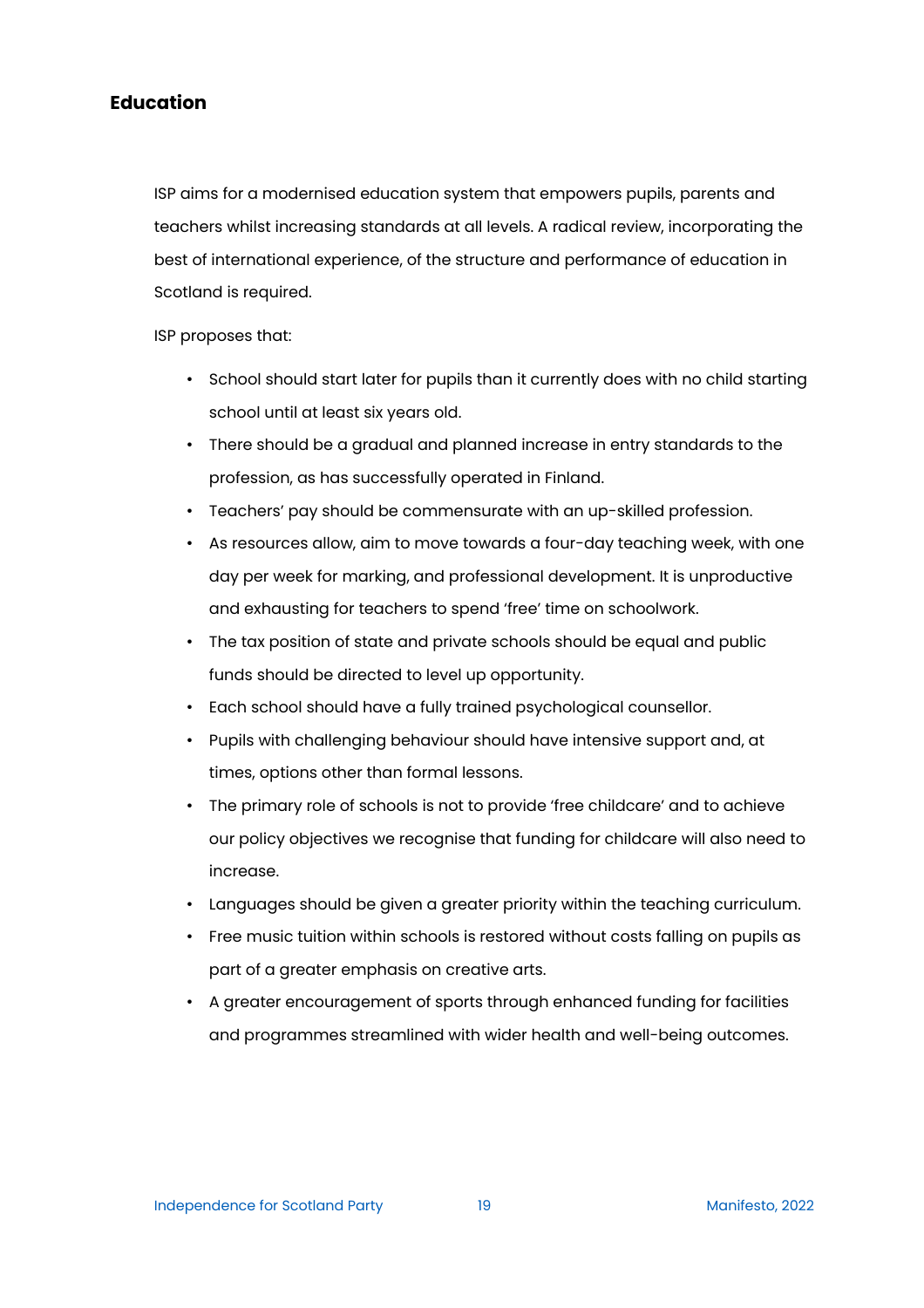## Education

ISP aims for a modernised education system that empowers pupils, parents and teachers whilst increasing standards at all levels. A radical review, incorporating the best of international experience, of the structure and performance of education in Scotland is required.

ISP proposes that:

- School should start later for pupils than it currently does with no child starting school until at least six years old.
- There should be a gradual and planned increase in entry standards to the profession, as has successfully operated in Finland.
- Teachers' pay should be commensurate with an up-skilled profession.
- As resources allow, aim to move towards a four-day teaching week, with one day per week for marking, and professional development. It is unproductive and exhausting for teachers to spend 'free' time on schoolwork.
- The tax position of state and private schools should be equal and public funds should be directed to level up opportunity.
- Each school should have a fully trained psychological counsellor.
- Pupils with challenging behaviour should have intensive support and, at times, options other than formal lessons.
- The primary role of schools is not to provide 'free childcare' and to achieve our policy objectives we recognise that funding for childcare will also need to increase.
- Languages should be given a greater priority within the teaching curriculum.
- Free music tuition within schools is restored without costs falling on pupils as part of a greater emphasis on creative arts.
- A greater encouragement of sports through enhanced funding for facilities and programmes streamlined with wider health and well-being outcomes.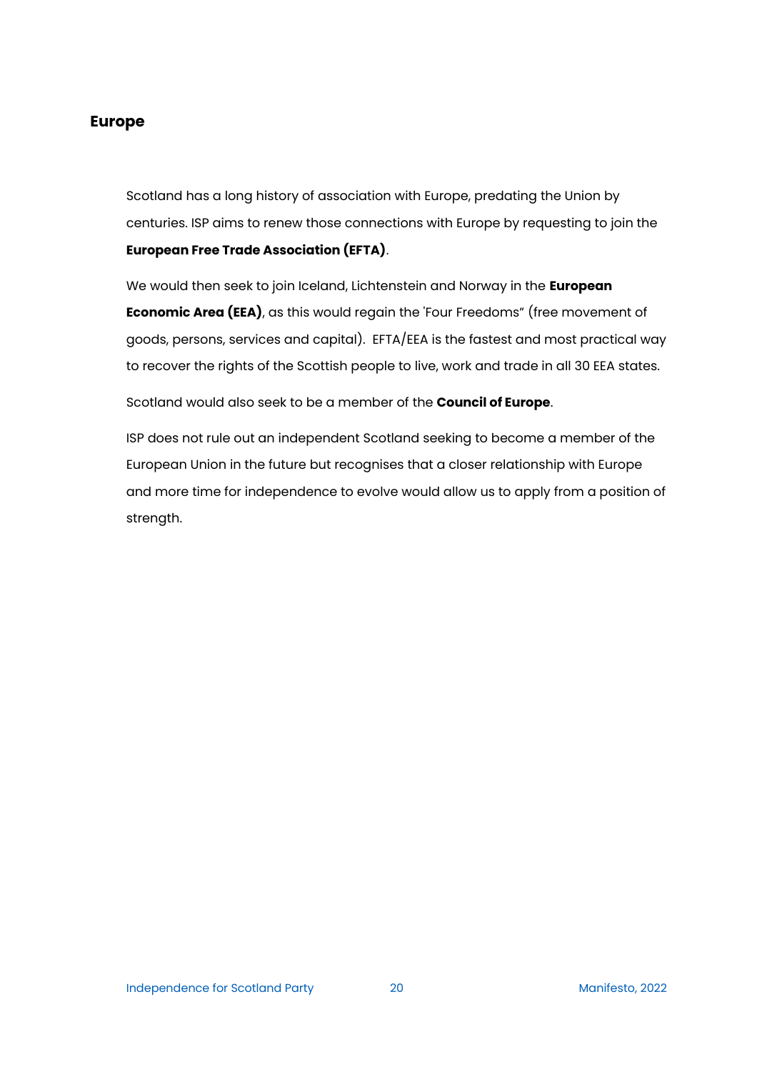## Europe

Scotland has a long history of association with Europe, predating the Union by centuries. ISP aims to renew those connections with Europe by requesting to join the **European Free Trade Association (EFTA)**.

We would then seek to join Iceland, Lichtenstein and Norway in the **European Economic Area (EEA)**, as this would regain the 'Four Freedoms" (free movement of goods, persons, services and capital). EFTA/EEA is the fastest and most practical way to recover the rights of the Scottish people to live, work and trade in all 30 EEA states.

Scotland would also seek to be a member of the **Council of Europe**.

ISP does not rule out an independent Scotland seeking to become a member of the European Union in the future but recognises that a closer relationship with Europe and more time for independence to evolve would allow us to apply from a position of strength.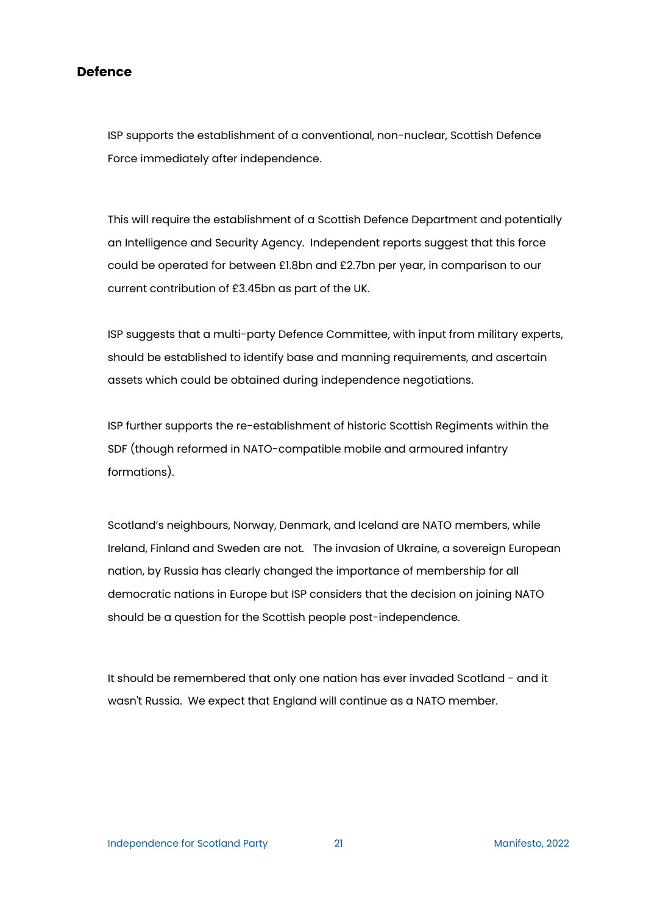## Defence

ISP supports the establishment of a conventional, non-nuclear, Scottish Defence Force immediately after independence.

This will require the establishment of a Scottish Defence Department and potentially an Intelligence and Security Agency. Independent reports suggest that this force could be operated for between £1.8bn and £2.7bn per year, in comparison to our current contribution of £3.45bn as part of the UK.

ISP suggests that a multi-party Defence Committee, with input from military experts, should be established to identify base and manning requirements, and ascertain assets which could be obtained during independence negotiations.

ISP further supports the re-establishment of historic Scottish Regiments within the SDF (though reformed in NATO-compatible mobile and armoured infantry formations).

Scotland's neighbours, Norway, Denmark, and Iceland are NATO members, while Ireland, Finland and Sweden are not. The invasion of Ukraine, a sovereign European nation, by Russia has clearly changed the importance of membership for all democratic nations in Europe but ISP considers that the decision on joining NATO should be a question for the Scottish people post-independence.

It should be remembered that only one nation has ever invaded Scotland - and it wasn't Russia. We expect that England will continue as a NATO member.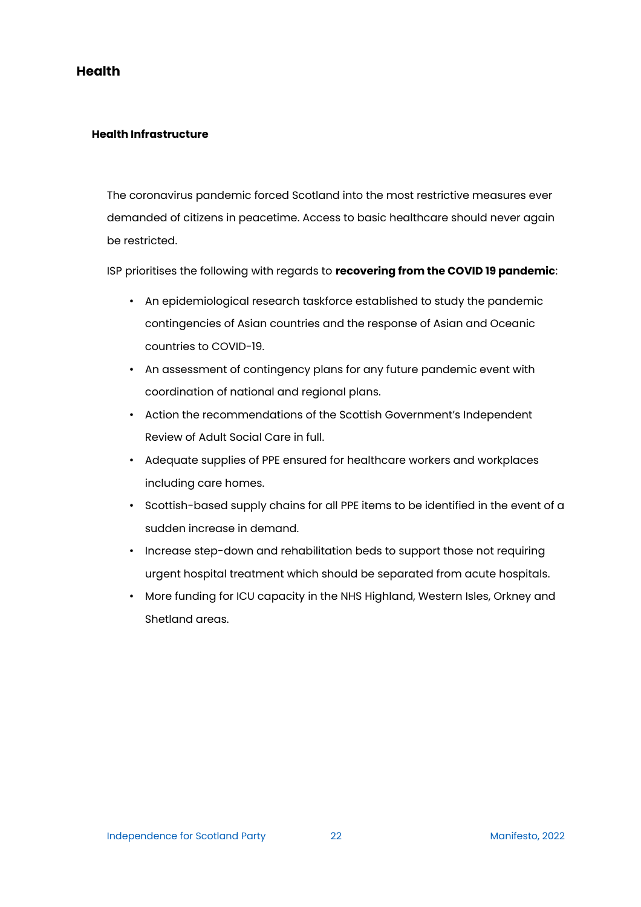# Health

## Health Infrastructure

The coronavirus pandemic forced Scotland into the most restrictive measures ever demanded of citizens in peacetime. Access to basic healthcare should never again be restricted.

ISP prioritises the following with regards to **recovering from the COVID 19 pandemic**:

- An epidemiological research taskforce established to study the pandemic contingencies of Asian countries and the response of Asian and Oceanic countries to COVID-19.
- An assessment of contingency plans for any future pandemic event with coordination of national and regional plans.
- Action the recommendations of the Scottish Government's Independent Review of Adult Social Care in full.
- Adequate supplies of PPE ensured for healthcare workers and workplaces including care homes.
- Scottish-based supply chains for all PPE items to be identified in the event of a sudden increase in demand.
- Increase step-down and rehabilitation beds to support those not requiring urgent hospital treatment which should be separated from acute hospitals.
- More funding for ICU capacity in the NHS Highland, Western Isles, Orkney and Shetland areas.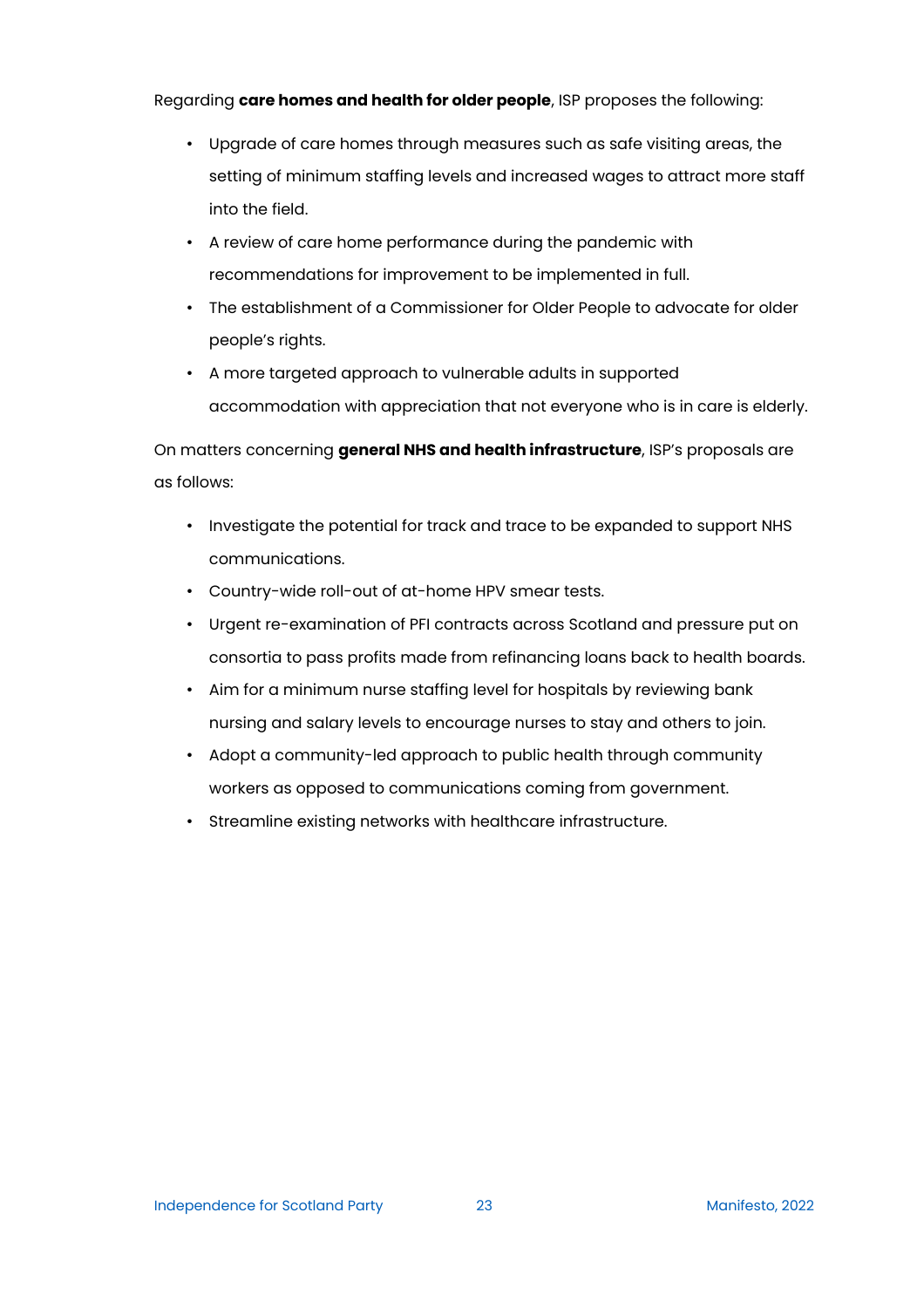Regarding **care homes and health for older people**, ISP proposes the following:

- Upgrade of care homes through measures such as safe visiting areas, the setting of minimum staffing levels and increased wages to attract more staff into the field.
- A review of care home performance during the pandemic with recommendations for improvement to be implemented in full.
- The establishment of a Commissioner for Older People to advocate for older people's rights.
- A more targeted approach to vulnerable adults in supported accommodation with appreciation that not everyone who is in care is elderly.

On matters concerning **general NHS and health infrastructure**, ISP's proposals are as follows:

- Investigate the potential for track and trace to be expanded to support NHS communications.
- Country-wide roll-out of at-home HPV smear tests.
- Urgent re-examination of PFI contracts across Scotland and pressure put on consortia to pass profits made from refinancing loans back to health boards.
- Aim for a minimum nurse staffing level for hospitals by reviewing bank nursing and salary levels to encourage nurses to stay and others to join.
- Adopt a community-led approach to public health through community workers as opposed to communications coming from government.
- Streamline existing networks with healthcare infrastructure.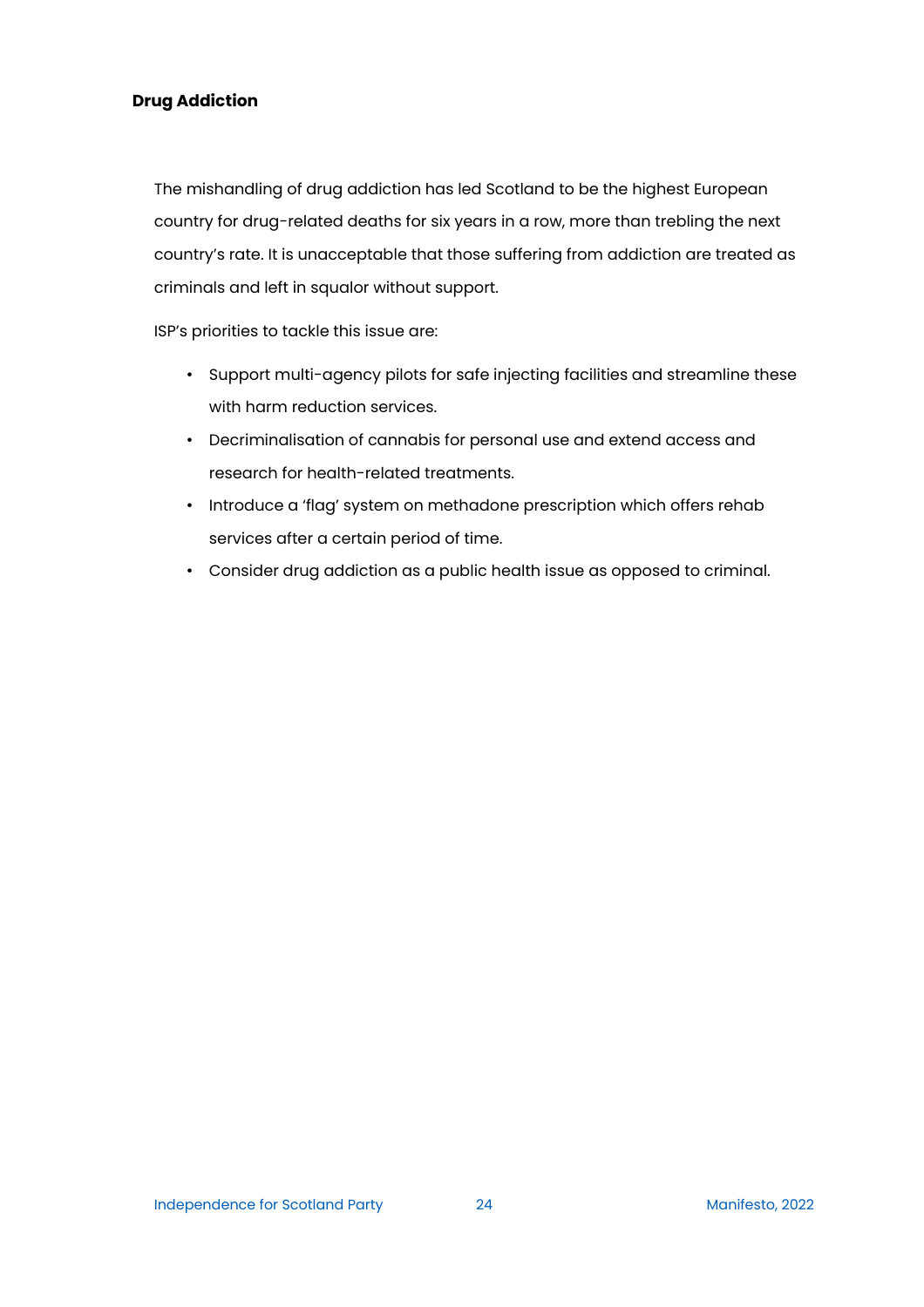## Drug Addiction

The mishandling of drug addiction has led Scotland to be the highest European country for drug-related deaths for six years in a row, more than trebling the next country's rate. It is unacceptable that those suffering from addiction are treated as criminals and left in squalor without support.

ISP's priorities to tackle this issue are:

- Support multi-agency pilots for safe injecting facilities and streamline these with harm reduction services.
- Decriminalisation of cannabis for personal use and extend access and research for health-related treatments.
- Introduce a 'flag' system on methadone prescription which offers rehab services after a certain period of time.
- Consider drug addiction as a public health issue as opposed to criminal.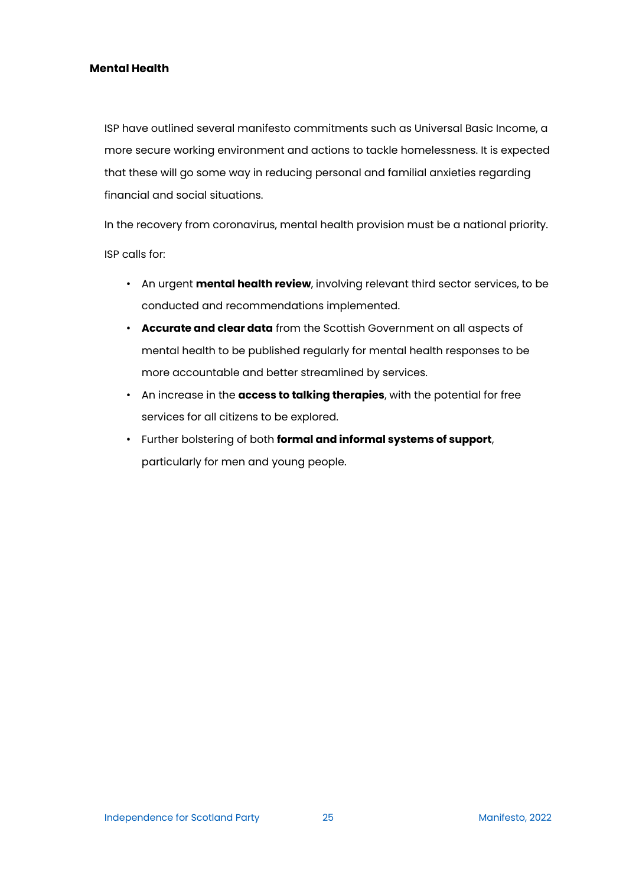**Mental Health**

ISP have outlined several manifesto commitments such as Universal Basic Income, a more secure working environment and actions to tackle homelessness. It is expected that these will go some way in reducing personal and familial anxieties regarding financial and social situations.

In the recovery from coronavirus, mental health provision must be a national priority.

ISP calls for:

- An urgent **mental health review**, involving relevant third sector services, to be conducted and recommendations implemented.
- **Accurate and clear data** from the Scottish Government on all aspects of mental health to be published regularly for mental health responses to be more accountable and better streamlined by services.
- An increase in the **access to talking therapies**, with the potential for free services for all citizens to be explored.
- Further bolstering of both **formal and informal systems of support**, particularly for men and young people.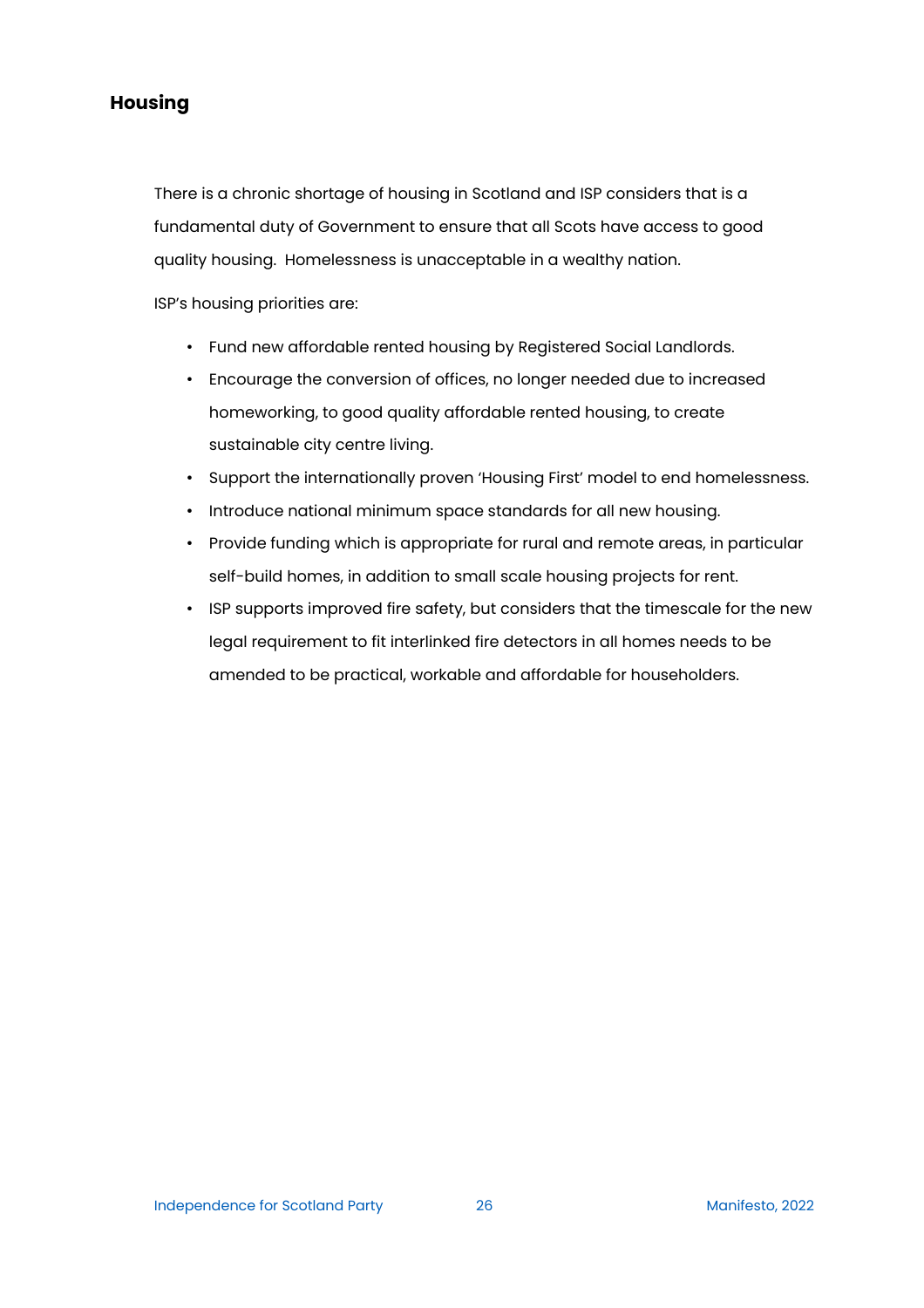## Housing

There is a chronic shortage of housing in Scotland and ISP considers that is a fundamental duty of Government to ensure that all Scots have access to good quality housing. Homelessness is unacceptable in a wealthy nation.

ISP's housing priorities are:

- Fund new affordable rented housing by Registered Social Landlords.
- Encourage the conversion of offices, no longer needed due to increased homeworking, to good quality affordable rented housing, to create sustainable city centre living.
- Support the internationally proven 'Housing First' model to end homelessness.
- Introduce national minimum space standards for all new housing.
- Provide funding which is appropriate for rural and remote areas, in particular self-build homes, in addition to small scale housing projects for rent.
- ISP supports improved fire safety, but considers that the timescale for the new legal requirement to fit interlinked fire detectors in all homes needs to be amended to be practical, workable and affordable for householders.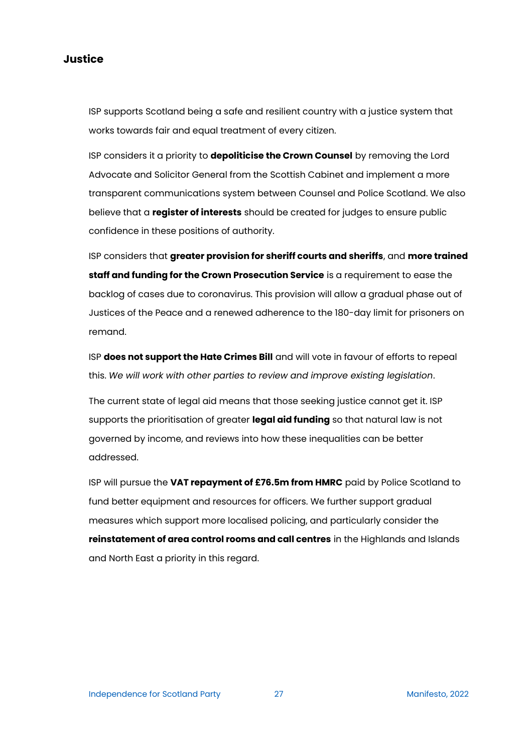## Justice

ISP supports Scotland being a safe and resilient country with a justice system that works towards fair and equal treatment of every citizen.

ISP considers it a priority to **depoliticise the Crown Counsel** by removing the Lord Advocate and Solicitor General from the Scottish Cabinet and implement a more transparent communications system between Counsel and Police Scotland. We also believe that a **register of interests** should be created for judges to ensure public confidence in these positions of authority.

ISP considers that **greater provision for sheriff courts and sheriffs**, and **more trained staff and funding for the Crown Prosecution Service** is a requirement to ease the backlog of cases due to coronavirus. This provision will allow a gradual phase out of Justices of the Peace and a renewed adherence to the 180-day limit for prisoners on remand.

ISP **does not support the Hate Crimes Bill** and will vote in favour of efforts to repeal this. *We will work with other parties to review and improve existing legislation*.

The current state of legal aid means that those seeking justice cannot get it. ISP supports the prioritisation of greater **legal aid funding** so that natural law is not governed by income, and reviews into how these inequalities can be better addressed.

ISP will pursue the **VAT repayment of £76.5m from HMRC** paid by Police Scotland to fund better equipment and resources for officers. We further support gradual measures which support more localised policing, and particularly consider the **reinstatement of area control rooms and call centres** in the Highlands and Islands and North East a priority in this regard.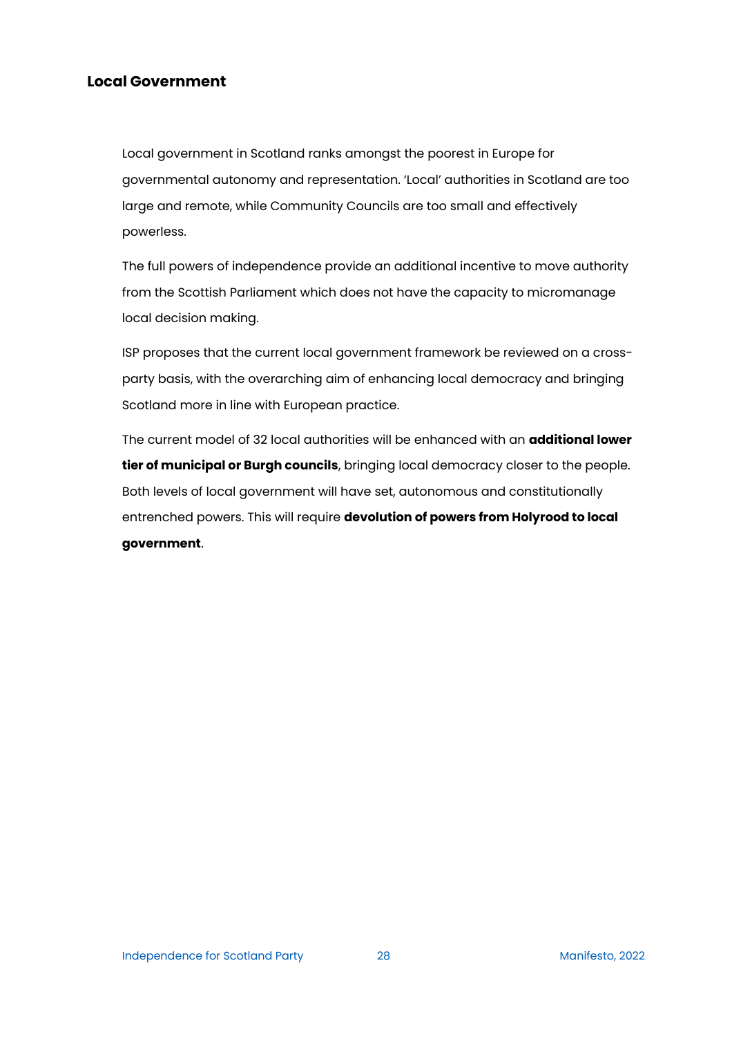## Local Government

Local government in Scotland ranks amongst the poorest in Europe for governmental autonomy and representation. 'Local' authorities in Scotland are too large and remote, while Community Councils are too small and effectively powerless.

The full powers of independence provide an additional incentive to move authority from the Scottish Parliament which does not have the capacity to micromanage local decision making.

ISP proposes that the current local government framework be reviewed on a cross-party basis, with the overarching aim of enhancing local democracy and bringing Scotland more in line with European practice.

The current model of 32 local authorities will be enhanced with an **additional lower tier of municipal or Burgh councils**, bringing local democracy closer to the people. Both levels of local government will have set, autonomous and constitutionally entrenched powers. This will require **devolution of powers from Holyrood to local government**.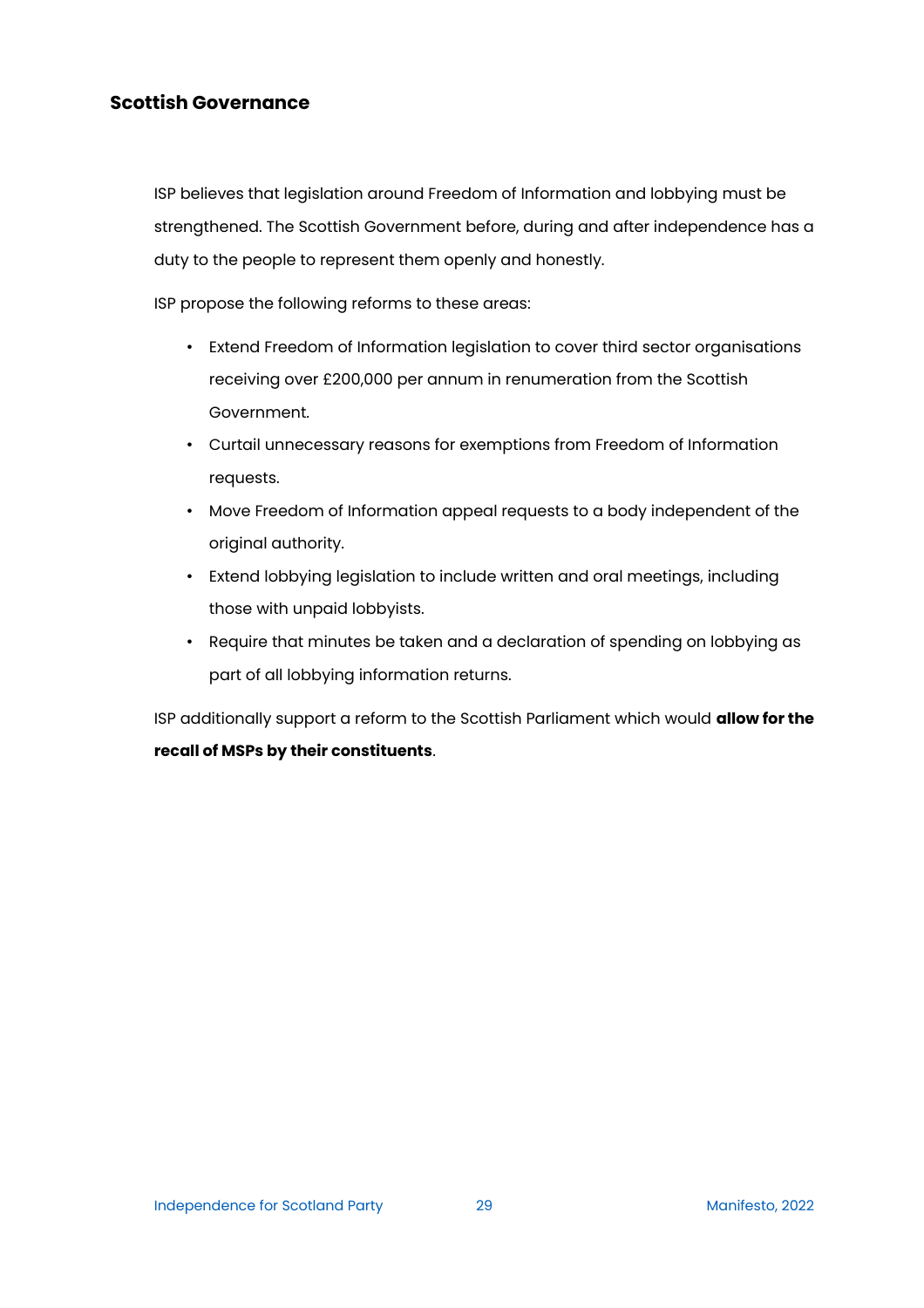## Scottish Governance

ISP believes that legislation around Freedom of Information and lobbying must be strengthened. The Scottish Government before, during and after independence has a duty to the people to represent them openly and honestly.

ISP propose the following reforms to these areas:

- Extend Freedom of Information legislation to cover third sector organisations receiving over £200,000 per annum in renumeration from the Scottish Government.
- Curtail unnecessary reasons for exemptions from Freedom of Information requests.
- Move Freedom of Information appeal requests to a body independent of the original authority.
- Extend lobbying legislation to include written and oral meetings, including those with unpaid lobbyists.
- Require that minutes be taken and a declaration of spending on lobbying as part of all lobbying information returns.

ISP additionally support a reform to the Scottish Parliament which would **allow for the recall of MSPs by their constituents**.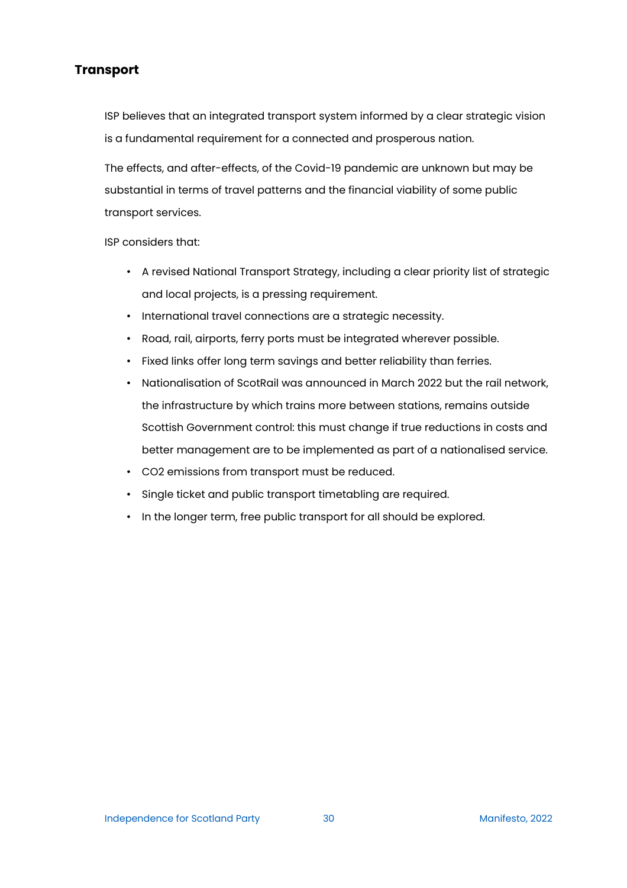## Transport

ISP believes that an integrated transport system informed by a clear strategic vision is a fundamental requirement for a connected and prosperous nation.

The effects, and after-effects, of the Covid-19 pandemic are unknown but may be substantial in terms of travel patterns and the financial viability of some public transport services.

ISP considers that:

- A revised National Transport Strategy, including a clear priority list of strategic and local projects, is a pressing requirement.
- International travel connections are a strategic necessity.
- Road, rail, airports, ferry ports must be integrated wherever possible.
- Fixed links offer long term savings and better reliability than ferries.
- Nationalisation of ScotRail was announced in March 2022 but the rail network, the infrastructure by which trains more between stations, remains outside Scottish Government control: this must change if true reductions in costs and better management are to be implemented as part of a nationalised service.
- $CO_2$ emissions from transport must be reduced.
- Single ticket and public transport timetabling are required.
- In the longer term, free public transport for all should be explored.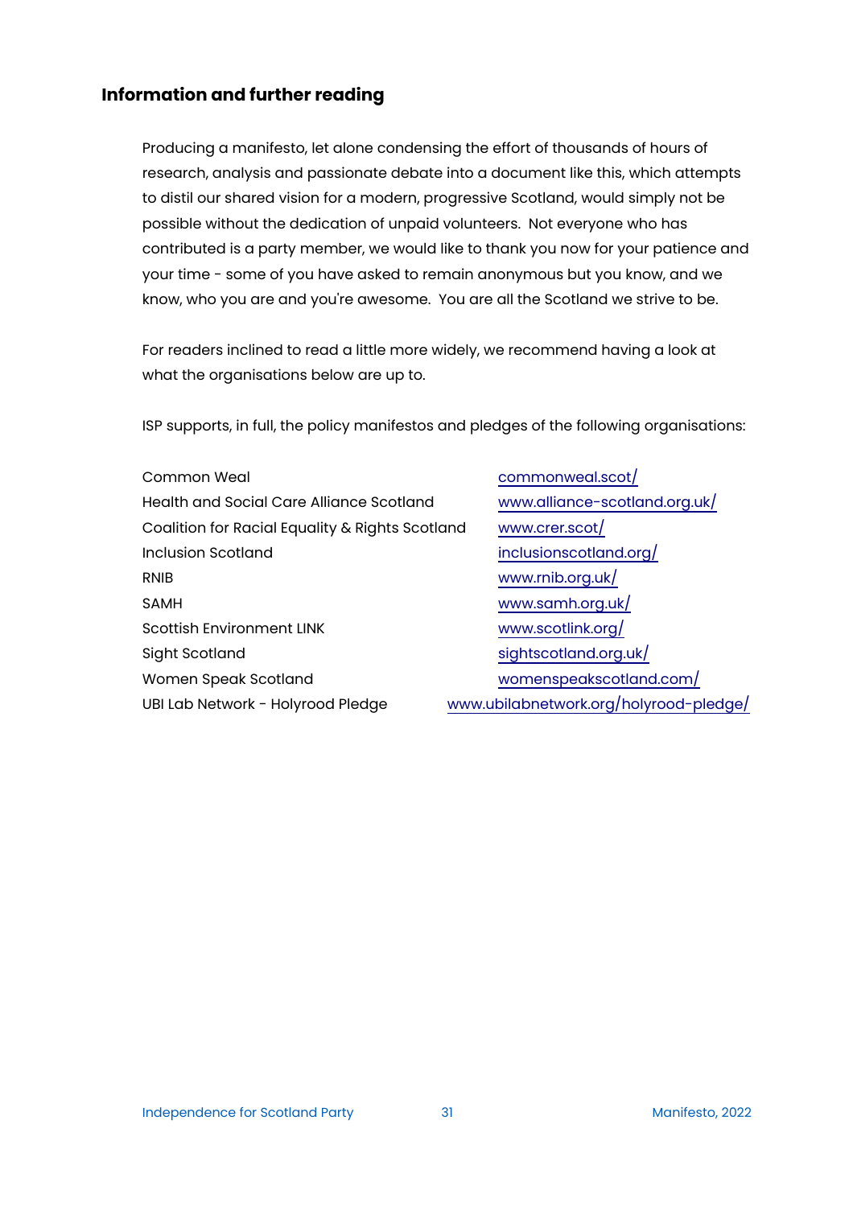## Information and further reading

Producing a manifesto, let alone condensing the effort of thousands of hours of research, analysis and passionate debate into a document like this, which attempts to distil our shared vision for a modern, progressive Scotland, would simply not be possible without the dedication of unpaid volunteers. Not everyone who has contributed is a party member, we would like to thank you now for your patience and your time - some of you have asked to remain anonymous but you know, and we know, who you are and you're awesome. You are all the Scotland we strive to be.

For readers inclined to read a little more widely, we recommend having a look at what the organisations below are up to.

ISP supports, in full, the policy manifestos and pledges of the following organisations:

| | |
|---|---|
| Common Weal | commonweal.scot/ |
| Health and Social Care Alliance Scotland | www.alliance-scotland.org.uk/ |
| Coalition for Racial Equality & Rights Scotland | www.crer.scot/ |
| Inclusion Scotland | inclusionscotland.org/ |
| RNIB | www.rnib.org.uk/ |
| SAMH | www.samh.org.uk/ |
| Scottish Environment LINK | www.scotlink.org/ |
| Sight Scotland | sightscotland.org.uk/ |
| Women Speak Scotland | womenspeakscotland.com/ |
| UBI Lab Network - Holyrood Pledge | www.ubilabnetwork.org/holyrood-pledge/ |